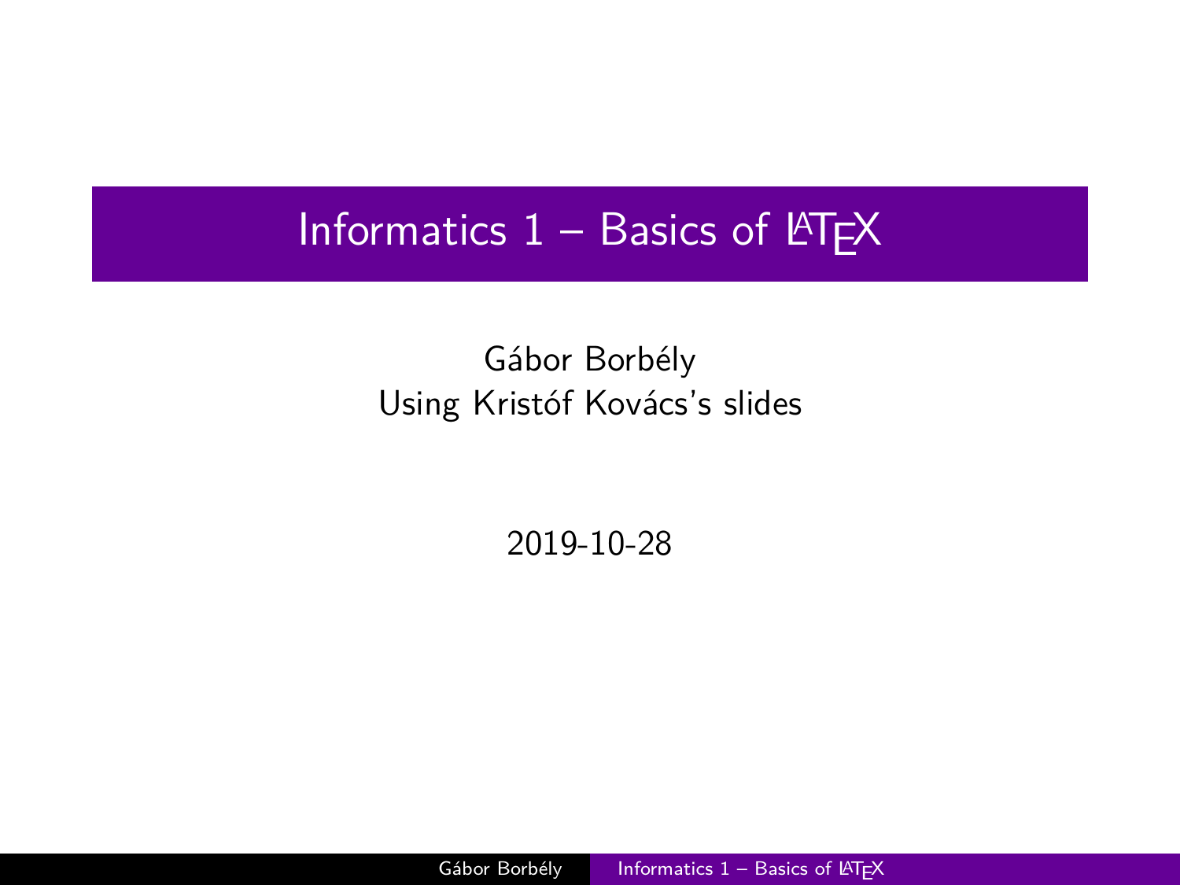# Informatics 1 – Basics of LaTeX

Gábor Borbély
Using Kristóf Kovács's slides

2019-10-28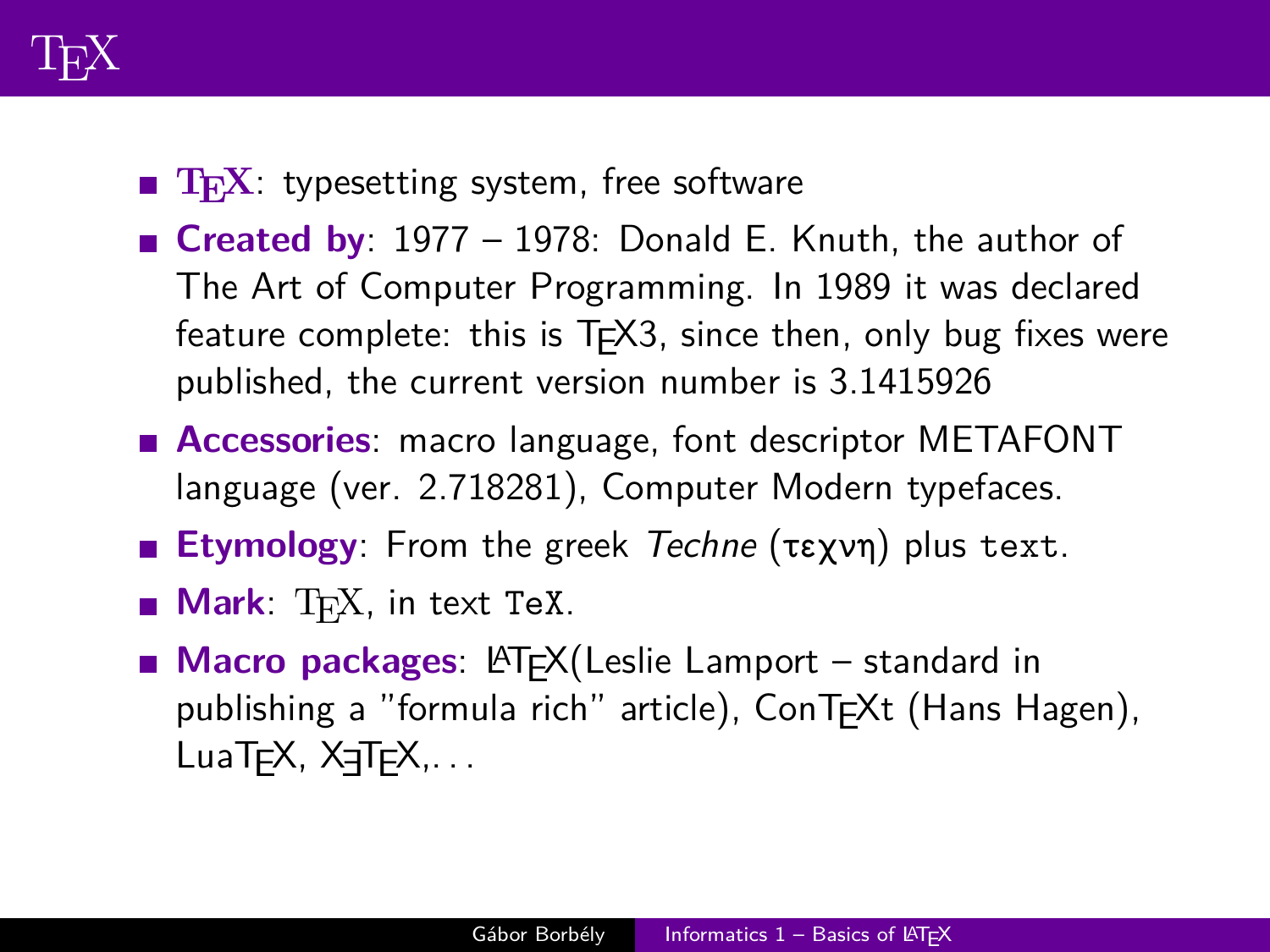# TeX

- **TeX**: typesetting system, free software
- **Created by**: 1977 – 1978: Donald E. Knuth, the author of The Art of Computer Programming. In 1989 it was declared feature complete: this is TeX3, since then, only bug fixes were published, the current version number is 3.1415926
- **Accessories**: macro language, font descriptor METAFONT language (ver. 2.718281), Computer Modern typefaces.
- **Etymology**: From the greek *Techne* (τεχνη) plus `text`.
- **Mark**: TeX, in text `TeX`.
- **Macro packages**: LaTeX(Leslie Lamport – standard in publishing a "formula rich" article), ConTeXt (Hans Hagen), LuaTeX, XeTeX,. . .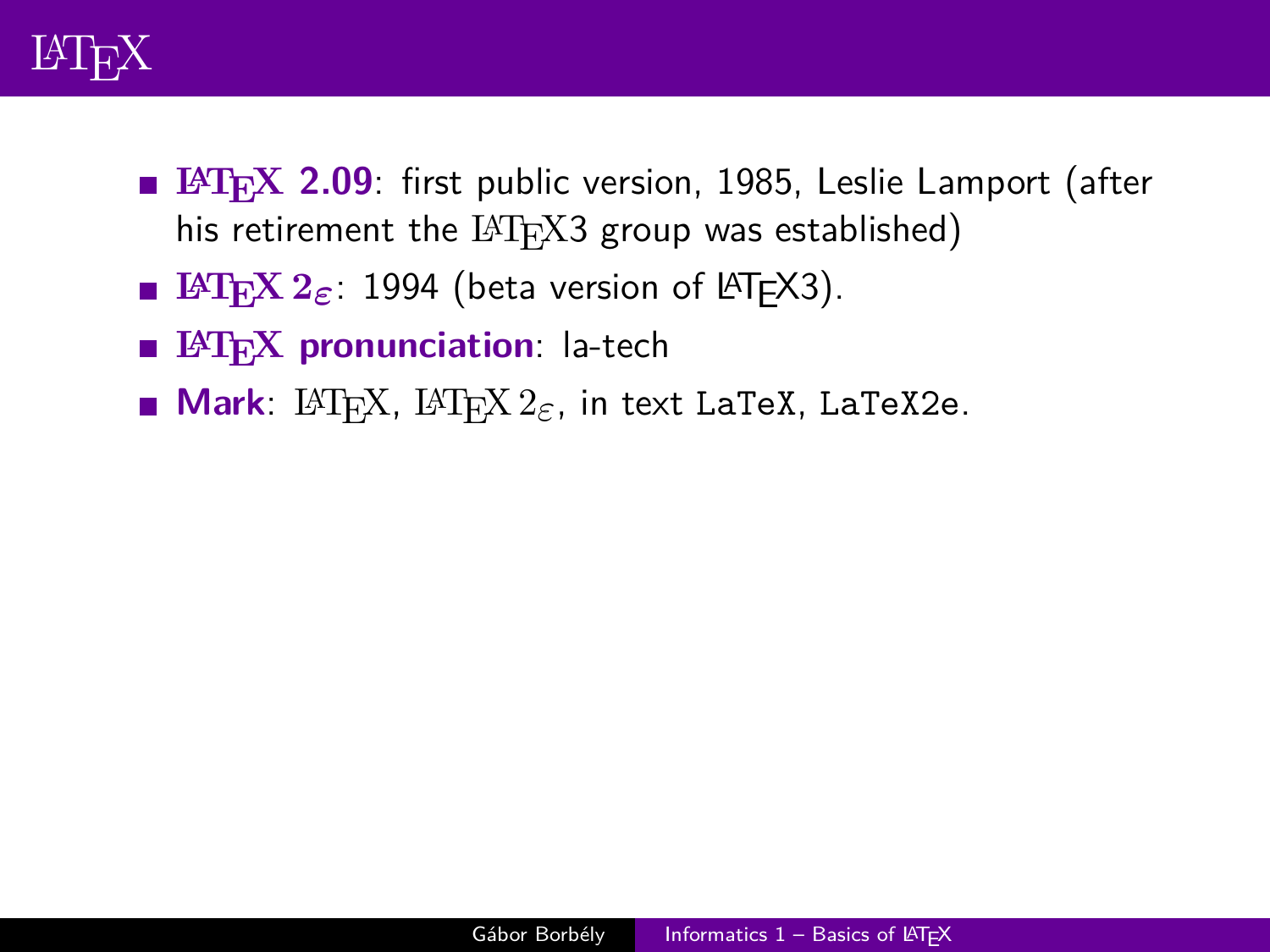# LaTeX

- **LaTeX 2.09**: first public version, 1985, Leslie Lamport (after his retirement the LaTeX3 group was established)
- **LaTeX $2_\varepsilon$**: 1994 (beta version of LaTeX3).
- **LaTeX pronunciation**: la-tech
- **Mark**: LaTeX, LaTeX $2_\varepsilon$, in text `LaTeX`, `LaTeX2e`.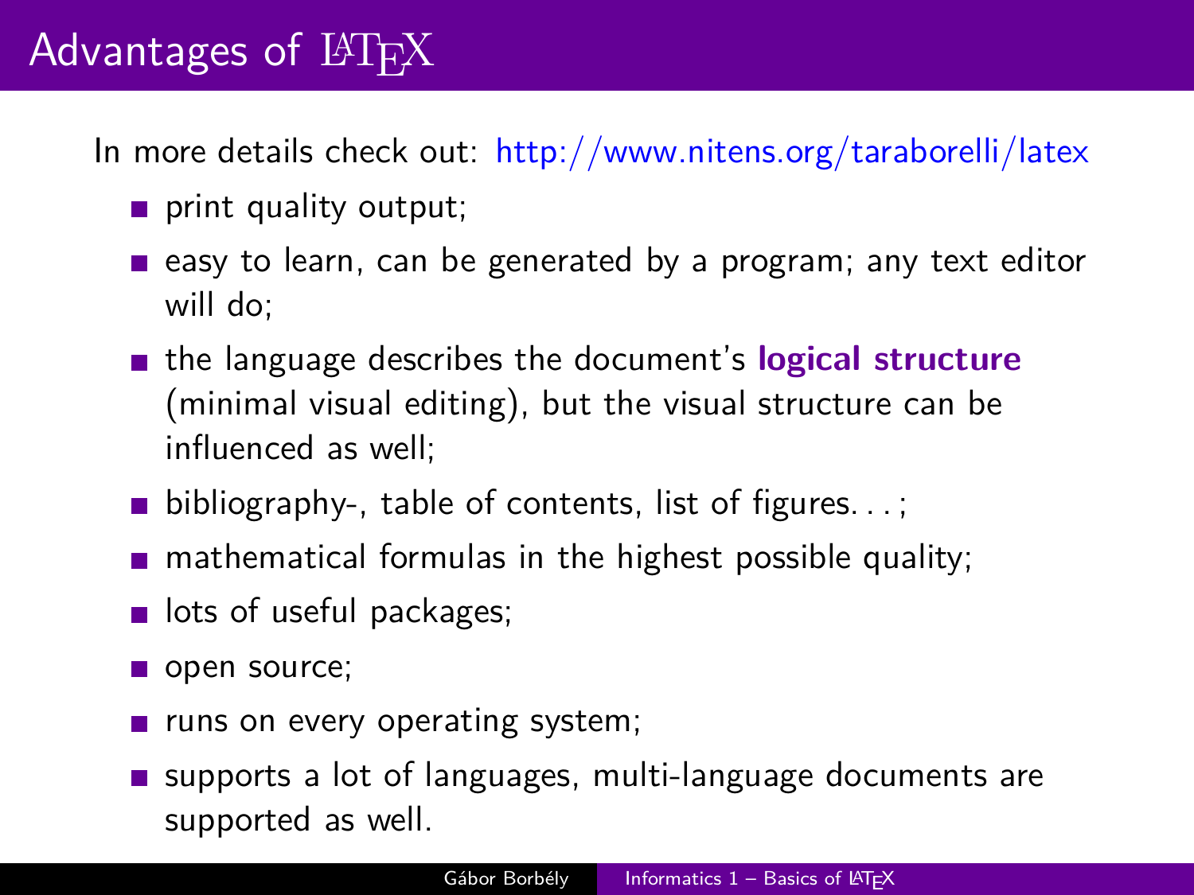# Advantages of LaTeX

In more details check out: http://www.nitens.org/taraborelli/latex

- print quality output;
- easy to learn, can be generated by a program; any text editor will do;
- the language describes the document's **logical structure** (minimal visual editing), but the visual structure can be influenced as well;
- bibliography-, table of contents, list of figures. . . ;
- mathematical formulas in the highest possible quality;
- lots of useful packages;
- open source;
- runs on every operating system;
- supports a lot of languages, multi-language documents are supported as well.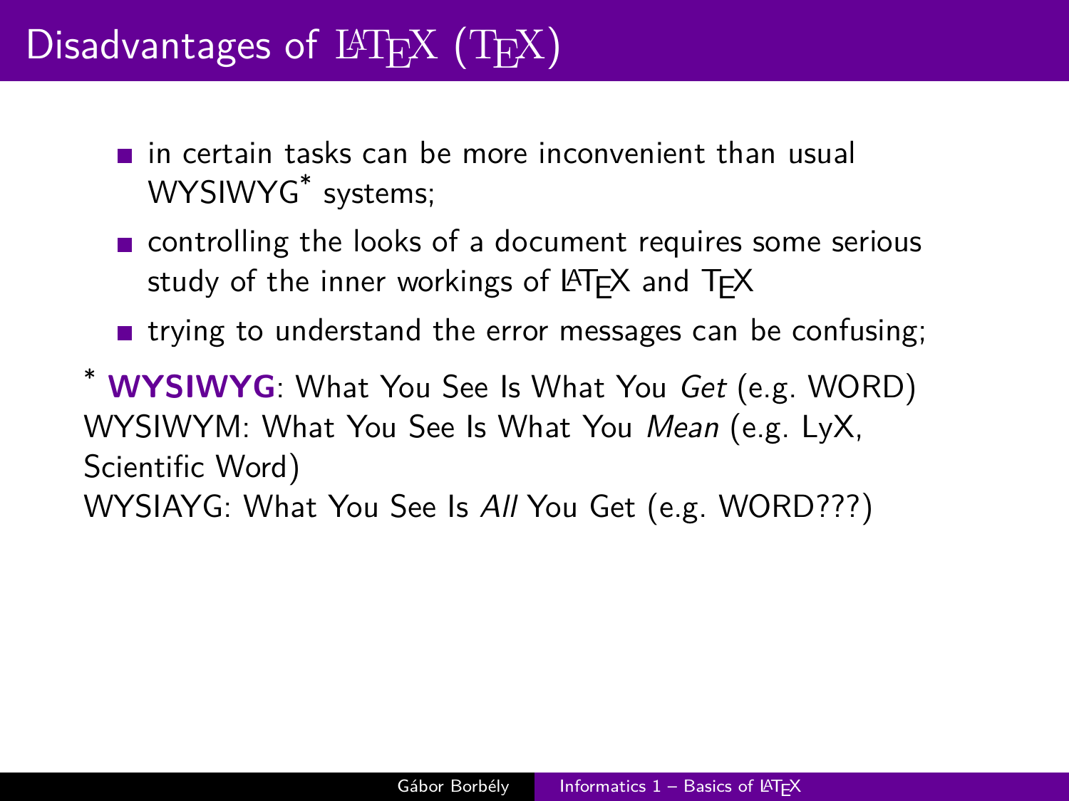# Disadvantages of LaTeX (TeX)

- in certain tasks can be more inconvenient than usual WYSIWYG* systems;
- controlling the looks of a document requires some serious study of the inner workings of LaTeX and TeX
- trying to understand the error messages can be confusing;

\* **WYSIWYG**: What You See Is What You *Get* (e.g. WORD)
WYSIWYM: What You See Is What You *Mean* (e.g. LyX, Scientific Word)
WYSIAYG: What You See Is *All* You Get (e.g. WORD???)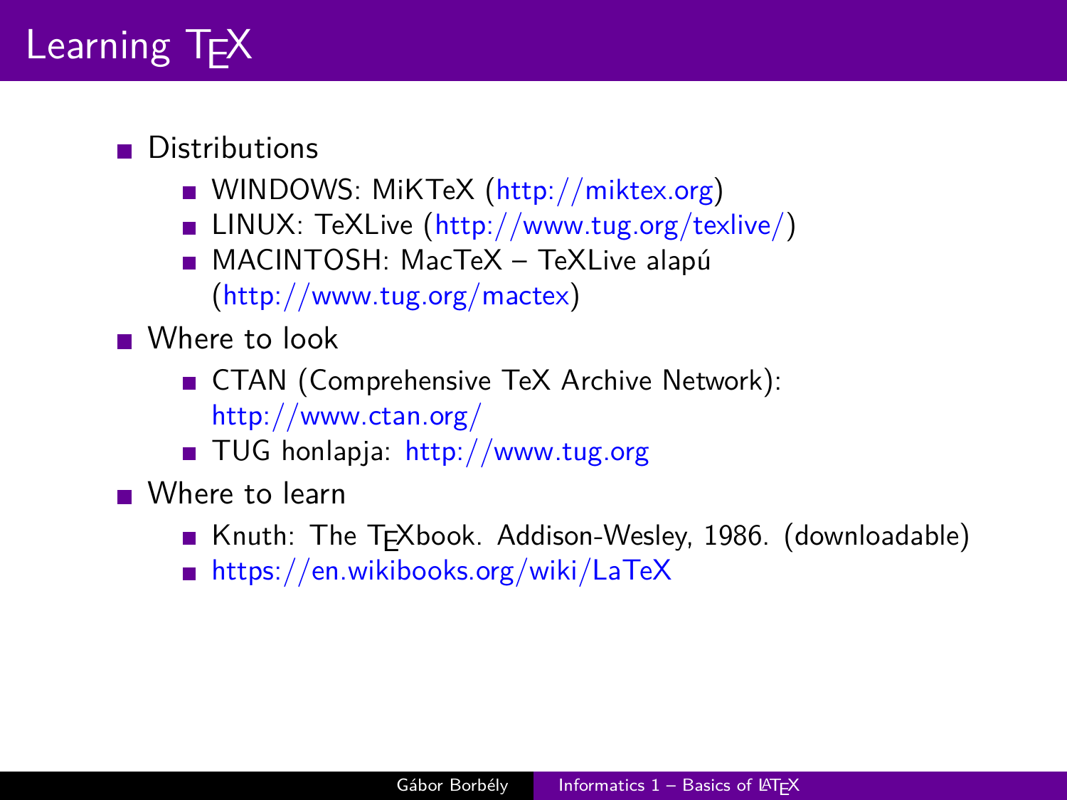# Learning TEX

- Distributions
  - WINDOWS: MiKTeX (http://miktex.org)
  - LINUX: TeXLive (http://www.tug.org/texlive/)
  - MACINTOSH: MacTeX – TeXLive alapú (http://www.tug.org/mactex)
- Where to look
  - CTAN (Comprehensive TeX Archive Network): http://www.ctan.org/
  - TUG honlapja: http://www.tug.org
- Where to learn
  - Knuth: The TEXbook. Addison-Wesley, 1986. (downloadable)
  - https://en.wikibooks.org/wiki/LaTeX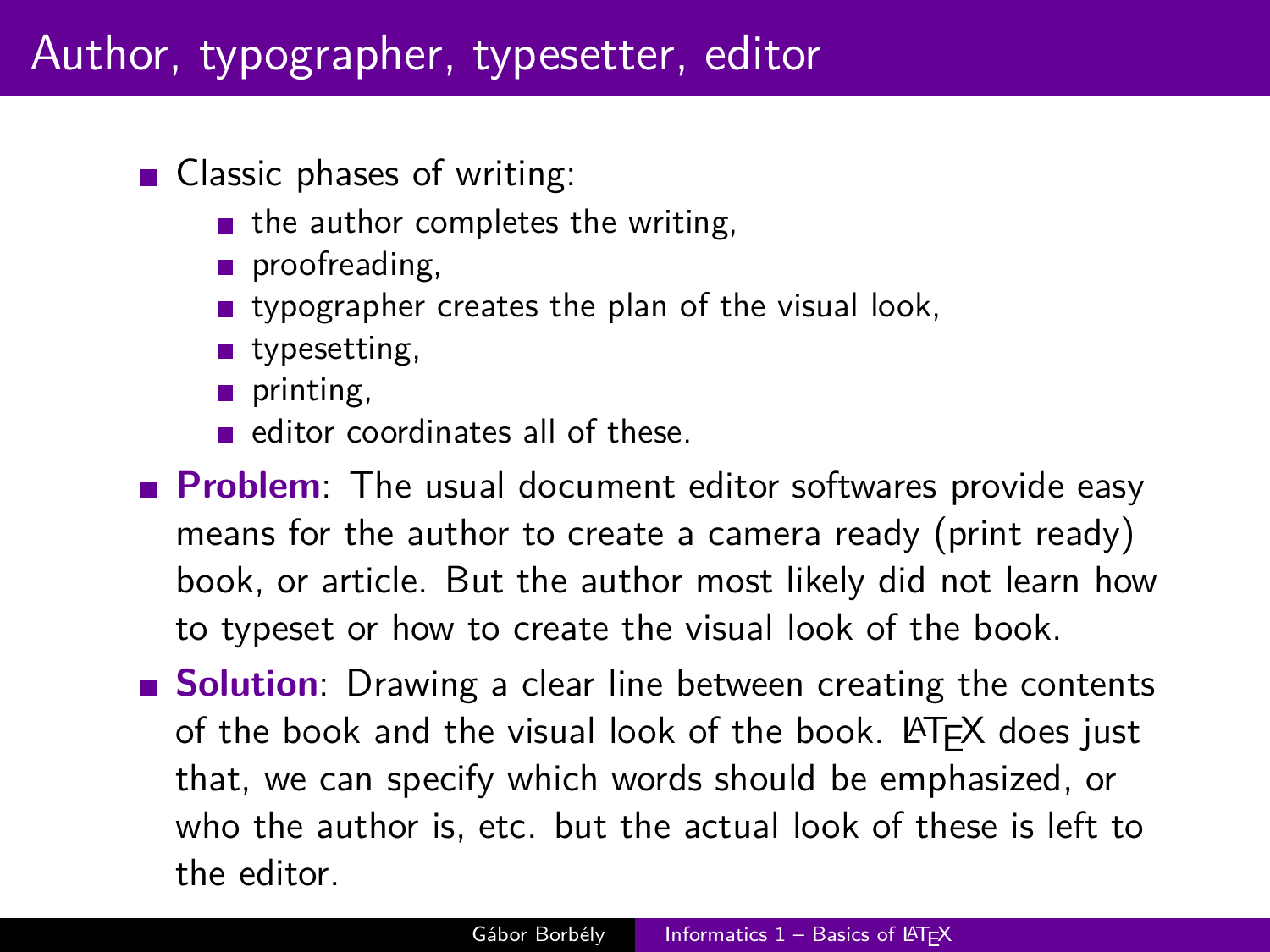# Author, typographer, typesetter, editor

- Classic phases of writing:
  - the author completes the writing,
  - proofreading,
  - typographer creates the plan of the visual look,
  - typesetting,
  - printing,
  - editor coordinates all of these.
- **Problem**: The usual document editor softwares provide easy means for the author to create a camera ready (print ready) book, or article. But the author most likely did not learn how to typeset or how to create the visual look of the book.
- **Solution**: Drawing a clear line between creating the contents of the book and the visual look of the book. LaTeX does just that, we can specify which words should be emphasized, or who the author is, etc. but the actual look of these is left to the editor.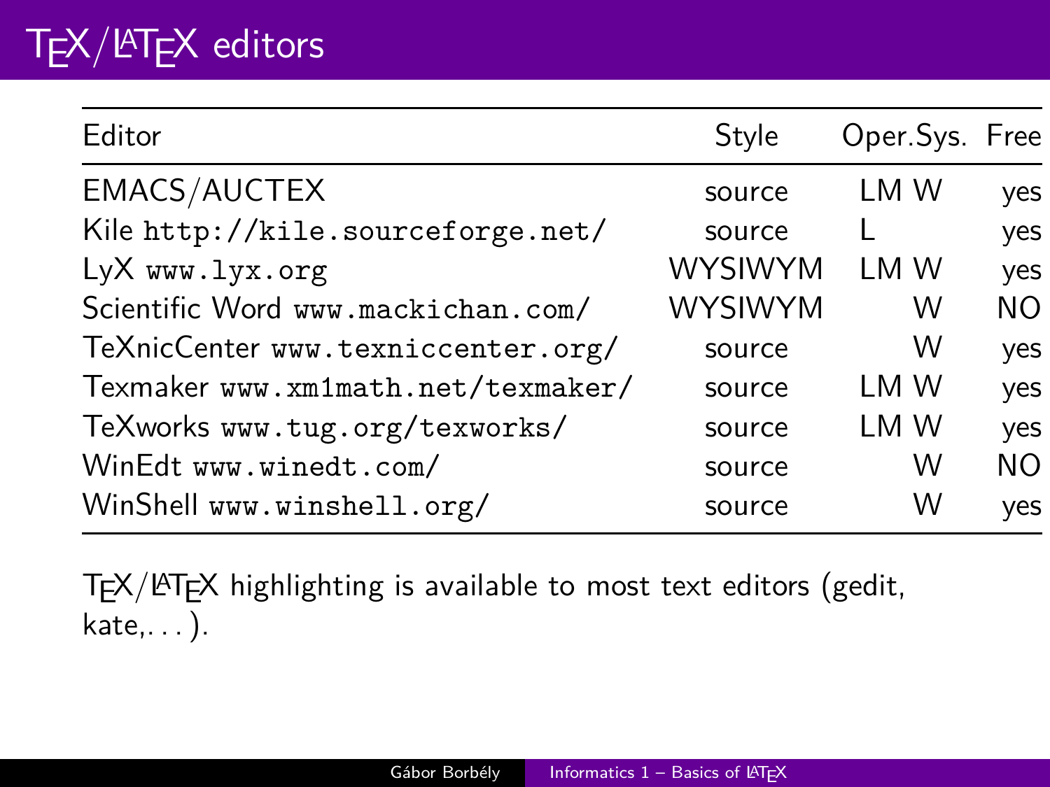# TeX/LaTeX editors

| Editor | Style | Oper.Sys. | Free |
|---|---|---|---|
| EMACS/AUCTEX | source | LM W | yes |
| Kile `http://kile.sourceforge.net/` | source | L | yes |
| LyX `www.lyx.org` | WYSIWYM | LM W | yes |
| Scientific Word `www.mackichan.com/` | WYSIWYM | W | NO |
| TeXnicCenter `www.texniccenter.org/` | source | W | yes |
| Texmaker `www.xm1math.net/texmaker/` | source | LM W | yes |
| TeXworks `www.tug.org/texworks/` | source | LM W | yes |
| WinEdt `www.winedt.com/` | source | W | NO |
| WinShell `www.winshell.org/` | source | W | yes |

TeX/LaTeX highlighting is available to most text editors (gedit, kate,. . . ).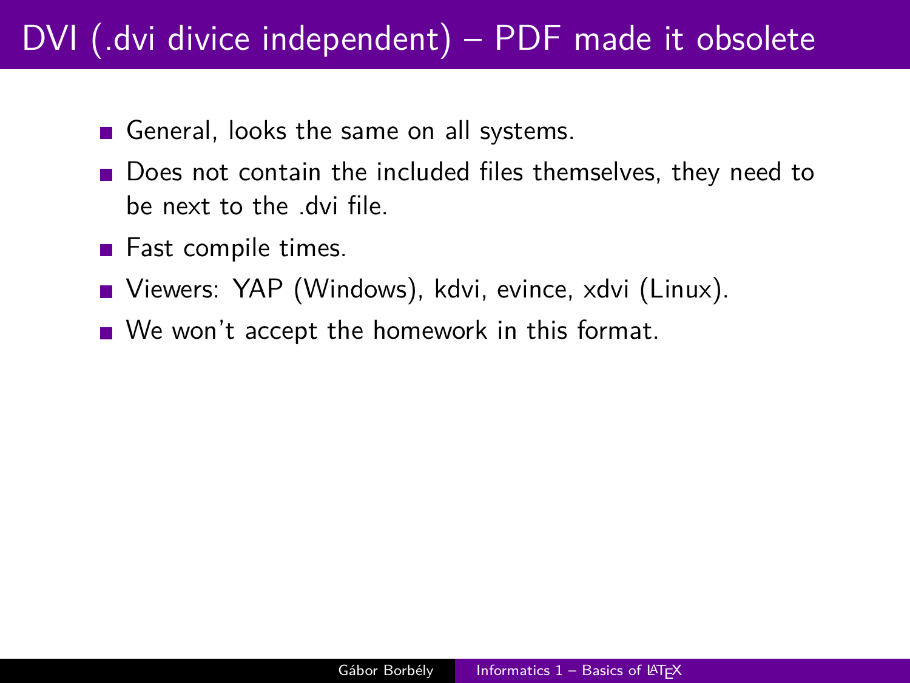# DVI (.dvi divice independent) – PDF made it obsolete

- General, looks the same on all systems.
- Does not contain the included files themselves, they need to be next to the .dvi file.
- Fast compile times.
- Viewers: YAP (Windows), kdvi, evince, xdvi (Linux).
- We won't accept the homework in this format.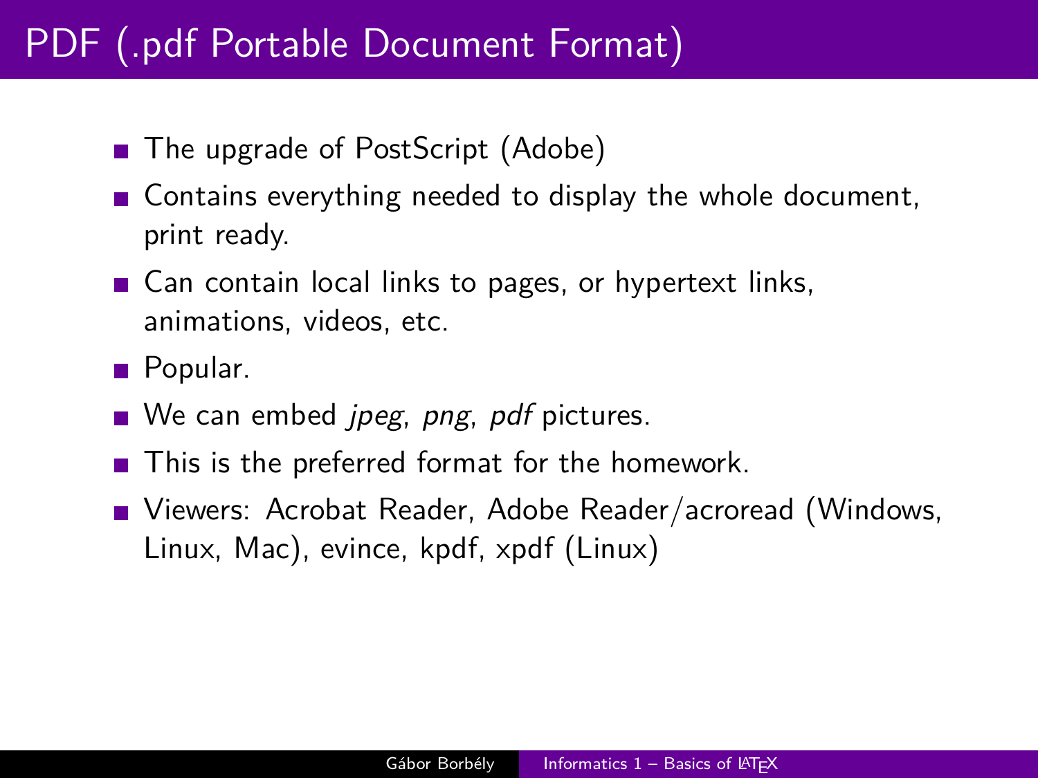# PDF (.pdf Portable Document Format)

- The upgrade of PostScript (Adobe)
- Contains everything needed to display the whole document, print ready.
- Can contain local links to pages, or hypertext links, animations, videos, etc.
- Popular.
- We can embed *jpeg*, *png*, *pdf* pictures.
- This is the preferred format for the homework.
- Viewers: Acrobat Reader, Adobe Reader/acroread (Windows, Linux, Mac), evince, kpdf, xpdf (Linux)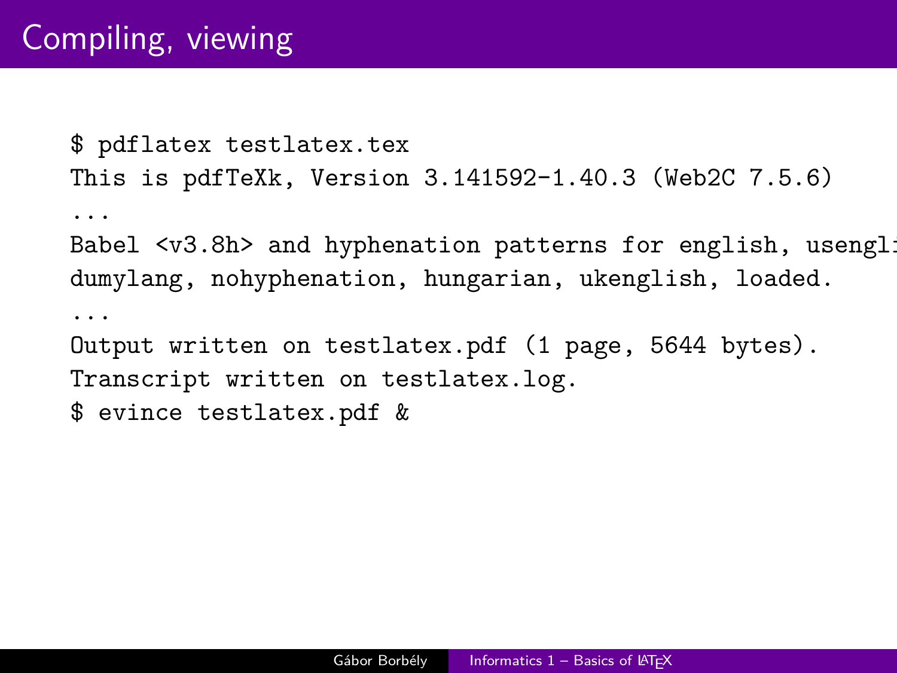# Compiling, viewing

```
$ pdflatex testlatex.tex
This is pdfTeXk, Version 3.141592-1.40.3 (Web2C 7.5.6)
...
Babel <v3.8h> and hyphenation patterns for english, usengli
dumylang, nohyphenation, hungarian, ukenglish, loaded.
...
Output written on testlatex.pdf (1 page, 5644 bytes).
Transcript written on testlatex.log.
$ evince testlatex.pdf &
```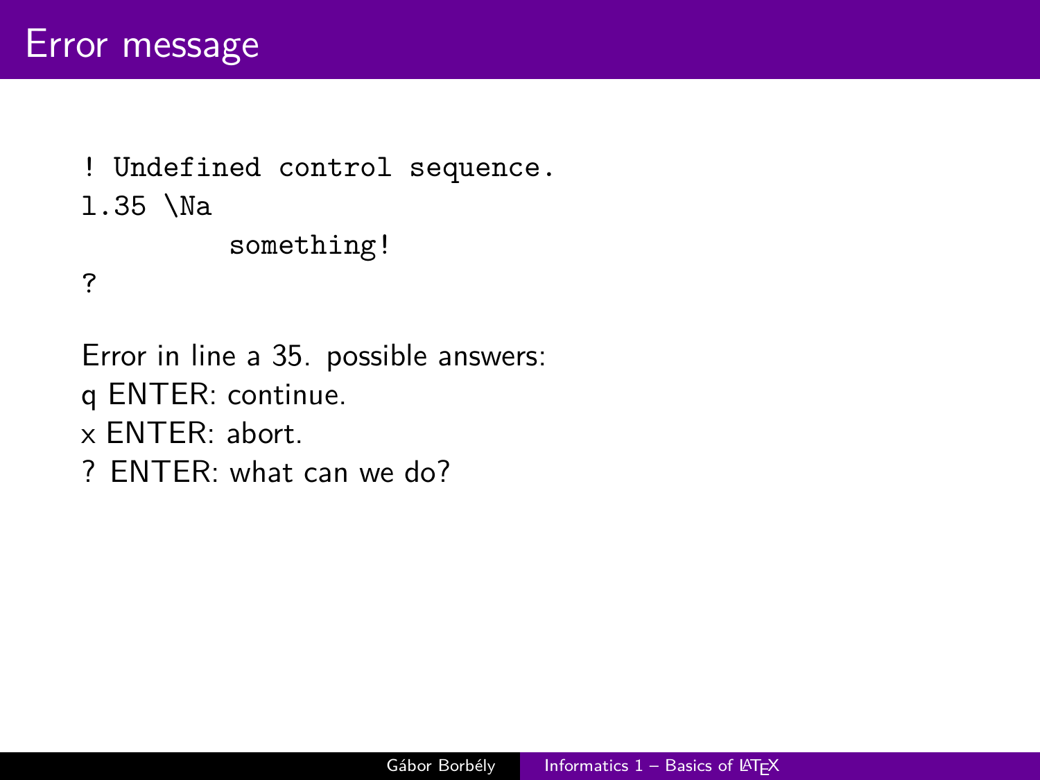# Error message

```
! Undefined control sequence.
l.35 \Na
        something!
?
```

Error in line a 35. possible answers:
q ENTER: continue.
x ENTER: abort.
? ENTER: what can we do?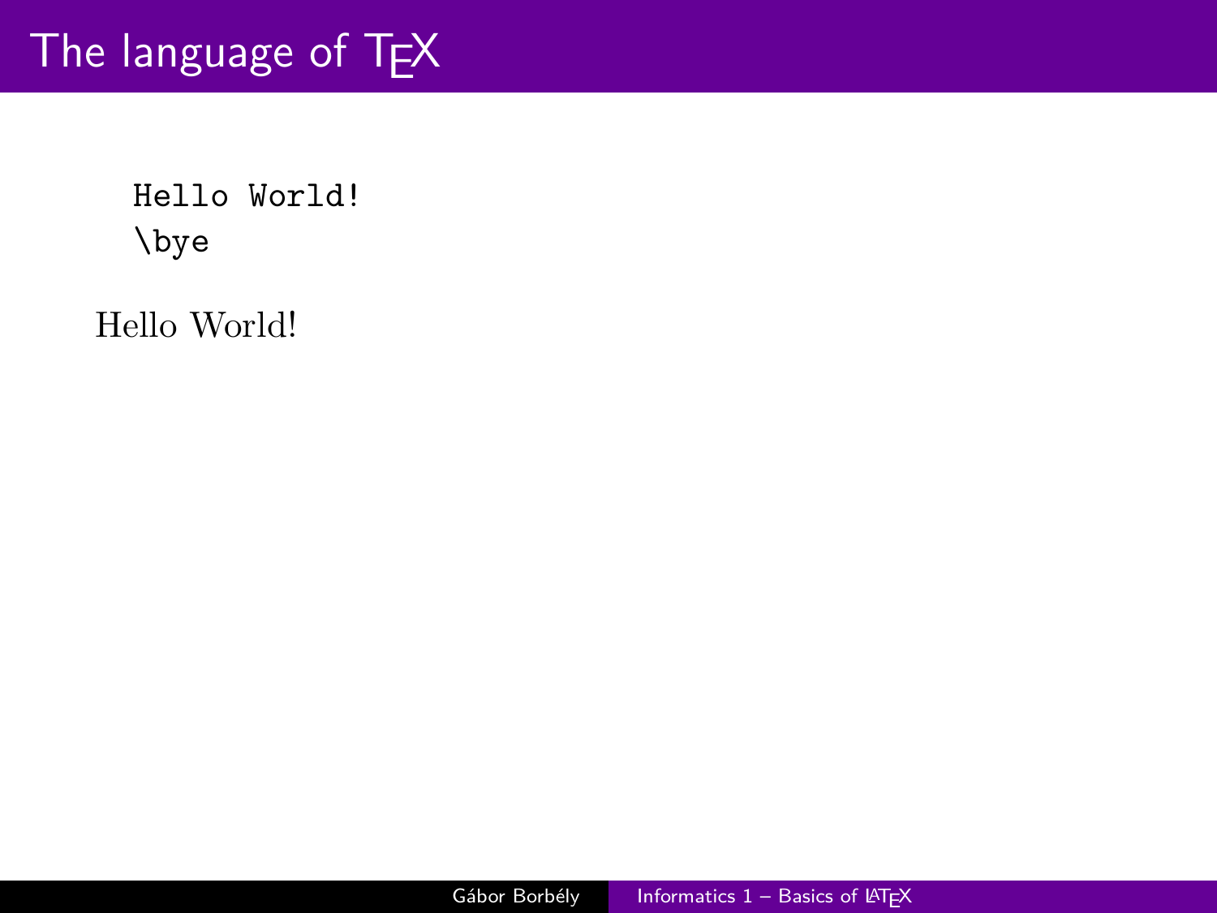# The language of TeX

```
Hello World!
\bye
```

Hello World!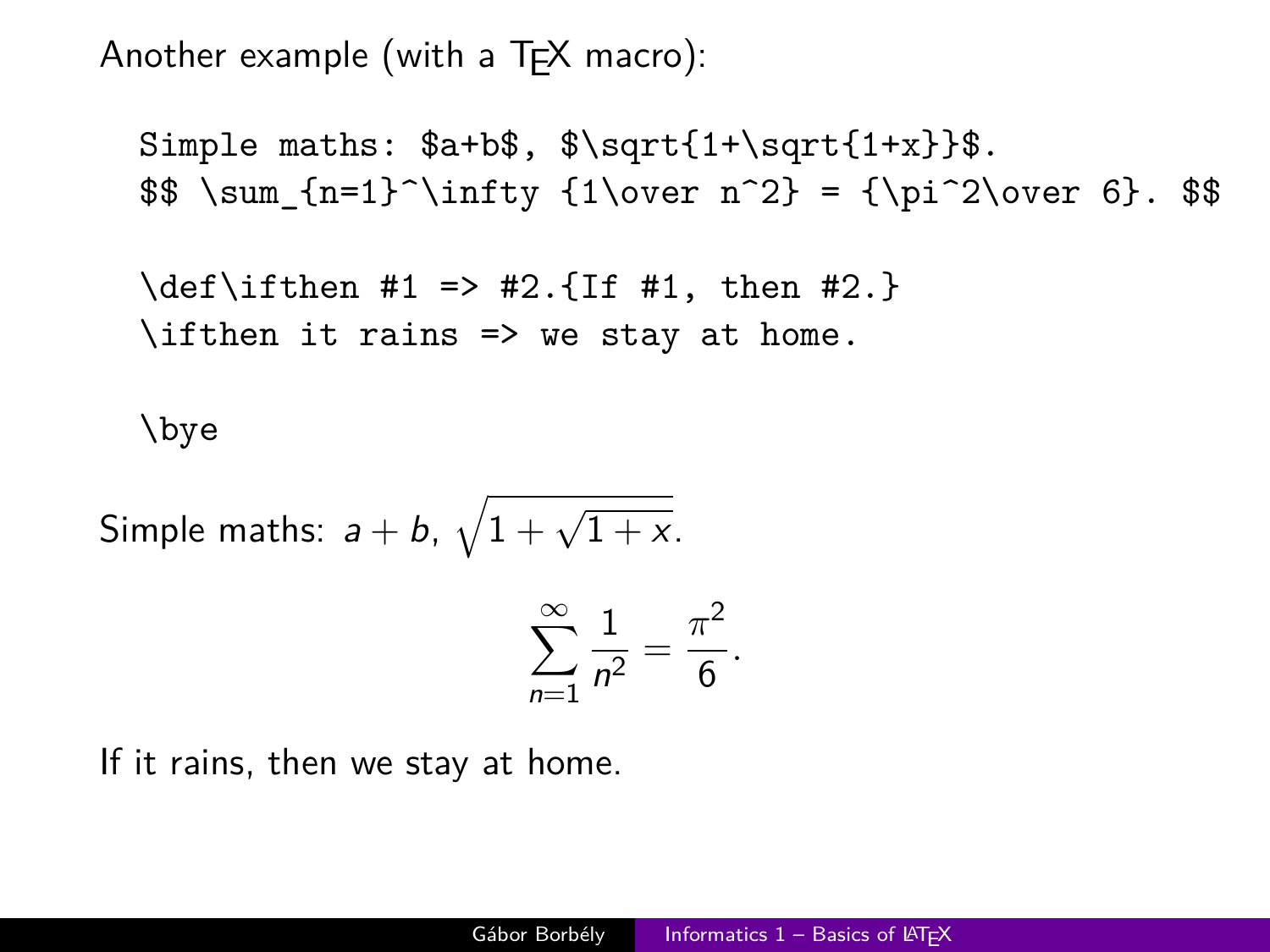Another example (with a TEX macro):

```
Simple maths: $a+b$, $\sqrt{1+\sqrt{1+x}}$.
$$ \sum_{n=1}^\infty {1\over n^2} = {\pi^2\over 6}. $$

\def\ifthen #1 => #2.{If #1, then #2.}
\ifthen it rains => we stay at home.

\bye
```

Simple maths: $a+b$, $\sqrt{1+\sqrt{1+x}}$.

$$\sum_{n=1}^\infty \frac{1}{n^2} = \frac{\pi^2}{6}.$$

If it rains, then we stay at home.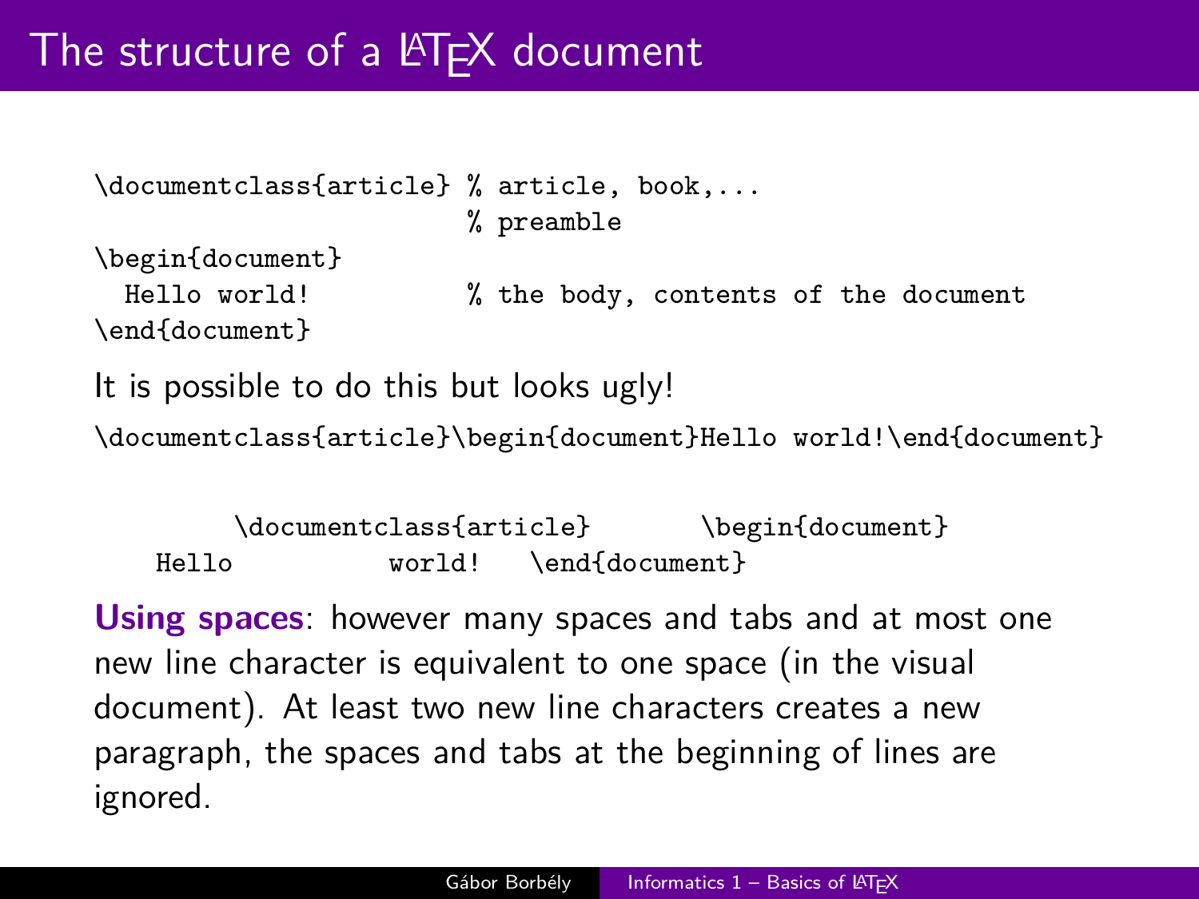# The structure of a LaTeX document

```
\documentclass{article} % article, book,...
                        % preamble
\begin{document}
  Hello world!          % the body, contents of the document
\end{document}
```

It is possible to do this but looks ugly!

```
\documentclass{article}\begin{document}Hello world!\end{document}
```

```
        \documentclass{article}       \begin{document}
    Hello          world!   \end{document}
```

**Using spaces**: however many spaces and tabs and at most one new line character is equivalent to one space (in the visual document). At least two new line characters creates a new paragraph, the spaces and tabs at the beginning of lines are ignored.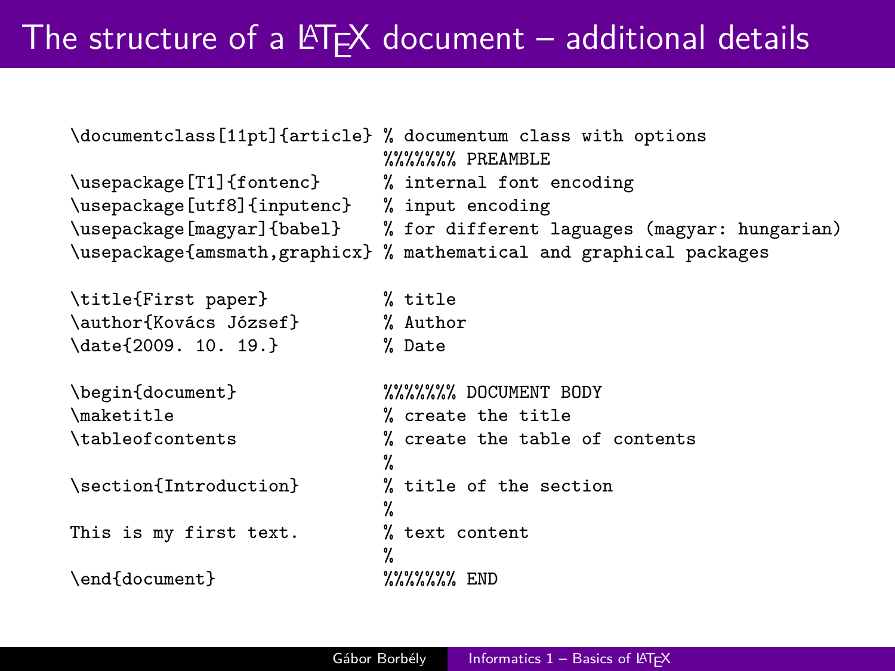# The structure of a LaTeX document – additional details

```
\documentclass[11pt]{article} % documentum class with options
                              %%%%%%% PREAMBLE
\usepackage[T1]{fontenc}      % internal font encoding
\usepackage[utf8]{inputenc}   % input encoding
\usepackage[magyar]{babel}    % for different laguages (magyar: hungarian)
\usepackage{amsmath,graphicx} % mathematical and graphical packages

\title{First paper}           % title
\author{Kovács József}        % Author
\date{2009. 10. 19.}          % Date

\begin{document}              %%%%%%% DOCUMENT BODY
\maketitle                    % create the title
\tableofcontents              % create the table of contents
                              %
\section{Introduction}        % title of the section
                              %
This is my first text.        % text content
                              %
\end{document}                %%%%%%% END
```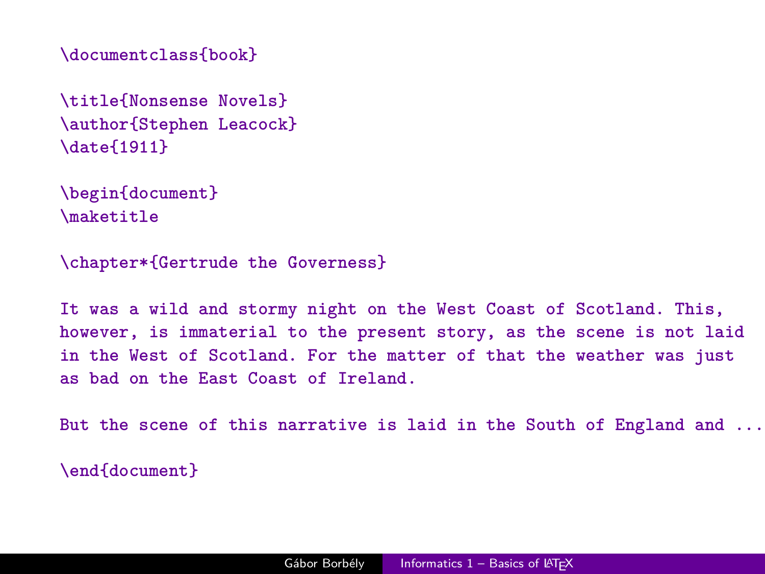```latex
\documentclass{book}

\title{Nonsense Novels}
\author{Stephen Leacock}
\date{1911}

\begin{document}
\maketitle

\chapter*{Gertrude the Governess}

It was a wild and stormy night on the West Coast of Scotland. This,
however, is immaterial to the present story, as the scene is not laid
in the West of Scotland. For the matter of that the weather was just
as bad on the East Coast of Ireland.

But the scene of this narrative is laid in the South of England and ...

\end{document}
```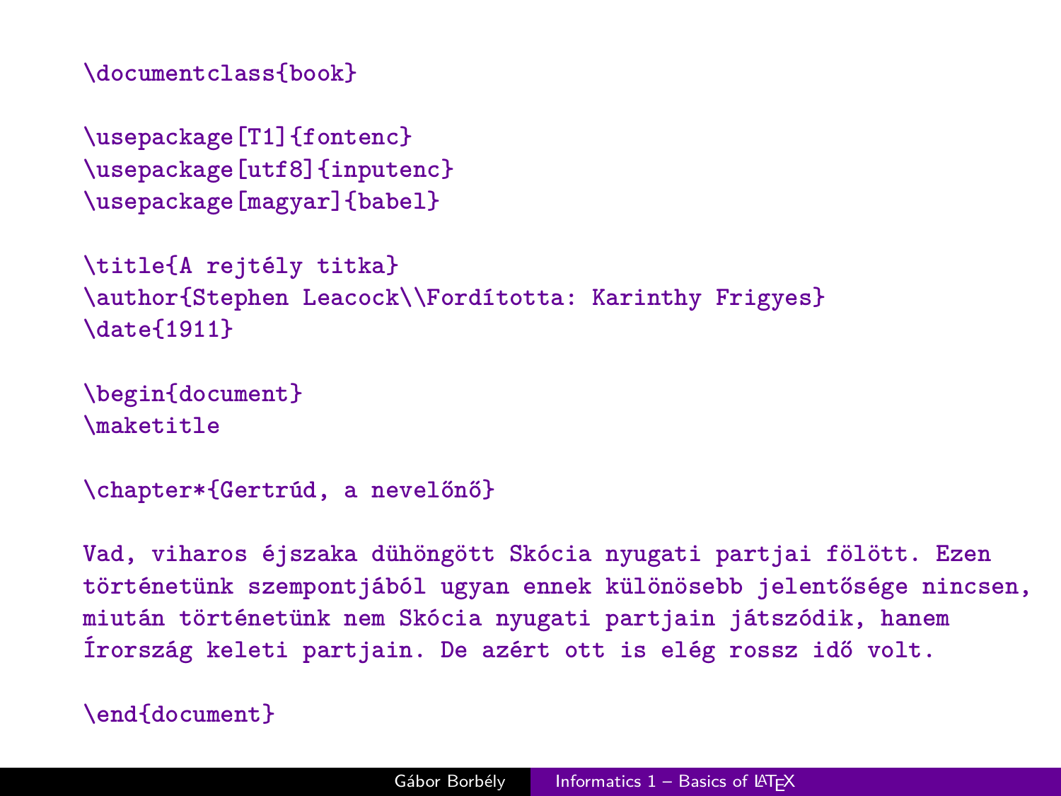```latex
\documentclass{book}

\usepackage[T1]{fontenc}
\usepackage[utf8]{inputenc}
\usepackage[magyar]{babel}

\title{A rejtély titka}
\author{Stephen Leacock\\Fordította: Karinthy Frigyes}
\date{1911}

\begin{document}
\maketitle

\chapter*{Gertrúd, a nevelőnő}

Vad, viharos éjszaka dühöngött Skócia nyugati partjai fölött. Ezen
történetünk szempontjából ugyan ennek különösebb jelentősége nincsen,
miután történetünk nem Skócia nyugati partjain játszódik, hanem
Írország keleti partjain. De azért ott is elég rossz idő volt.

\end{document}
```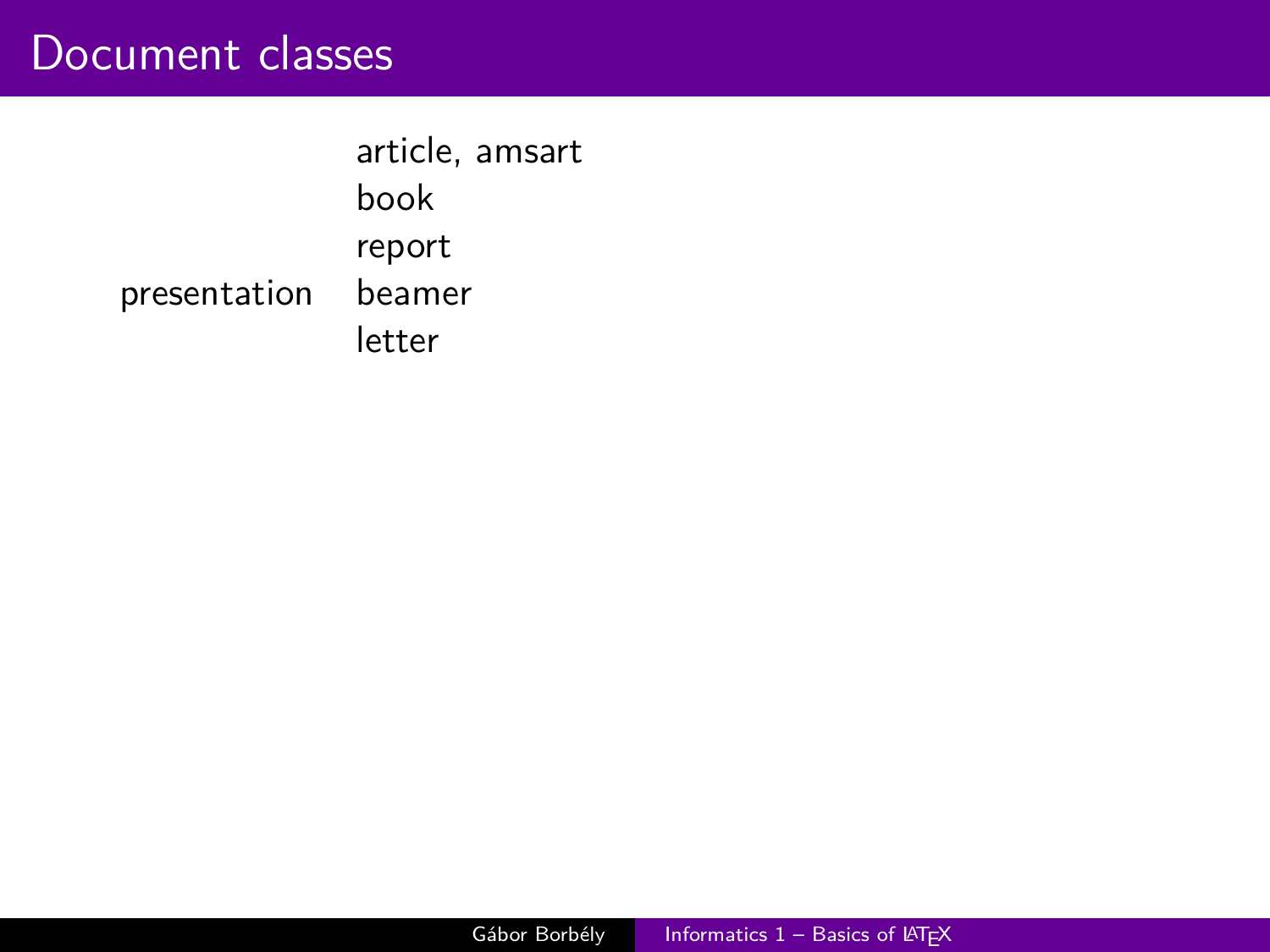# Document classes

| | |
|---|---|
| | article, amsart |
| | book |
| | report |
| presentation | beamer |
| | letter |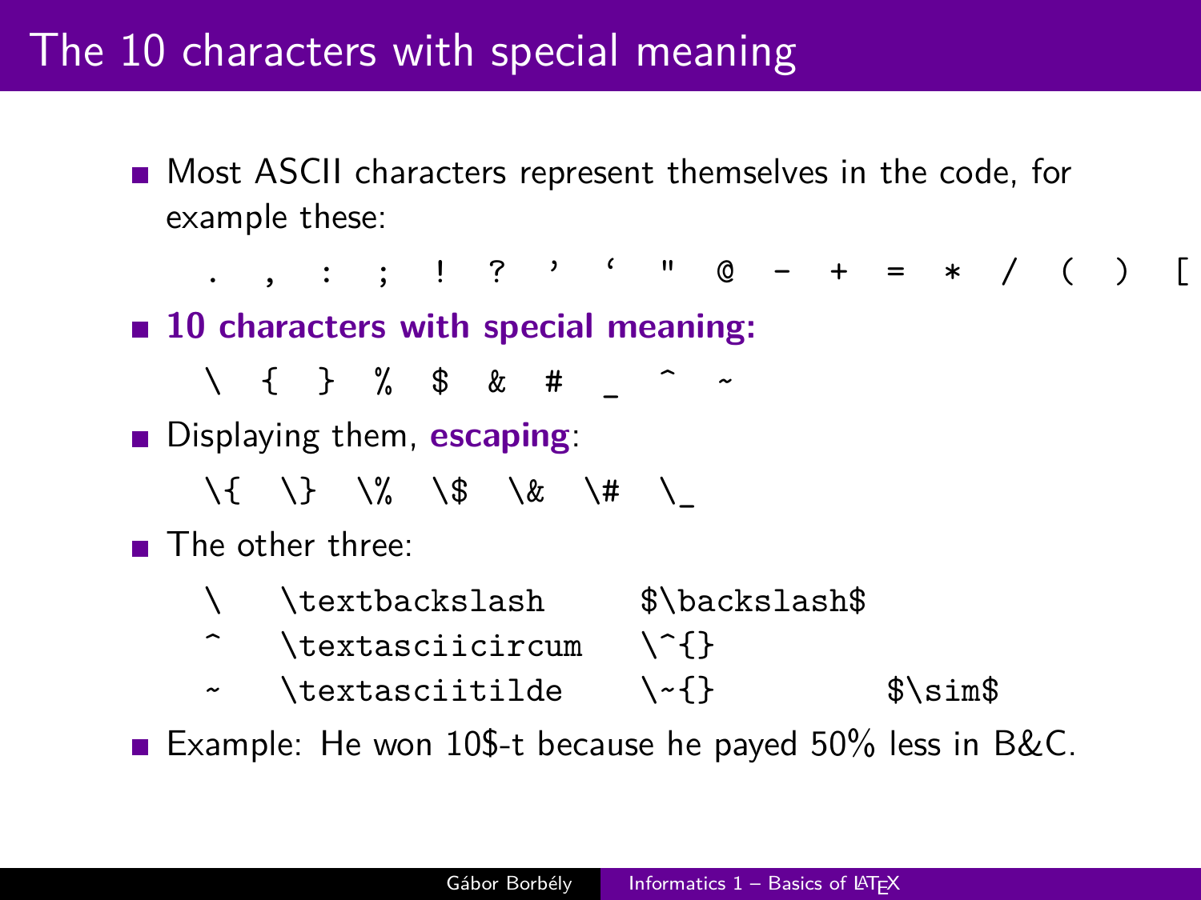# The 10 characters with special meaning

- Most ASCII characters represent themselves in the code, for example these:

  ```
  .  ,  :  ;  !  ?  '  `  "  @  -  +  =  *  /  (  )  [
  ```

- **10 characters with special meaning:**

  ```
  \  {  }  %  $  &  #  _  ^  ~
  ```

- Displaying them, **escaping**:

  ```
  \{  \}  \%  \$  \&  \#  \_
  ```

- The other three:

  ```
  \   \textbackslash     $\backslash$
  ^   \textasciicircum   \^{}
  ~   \textasciitilde    \~{}            $\sim$
  ```

- Example: He won 10$-t because he payed 50% less in B&C.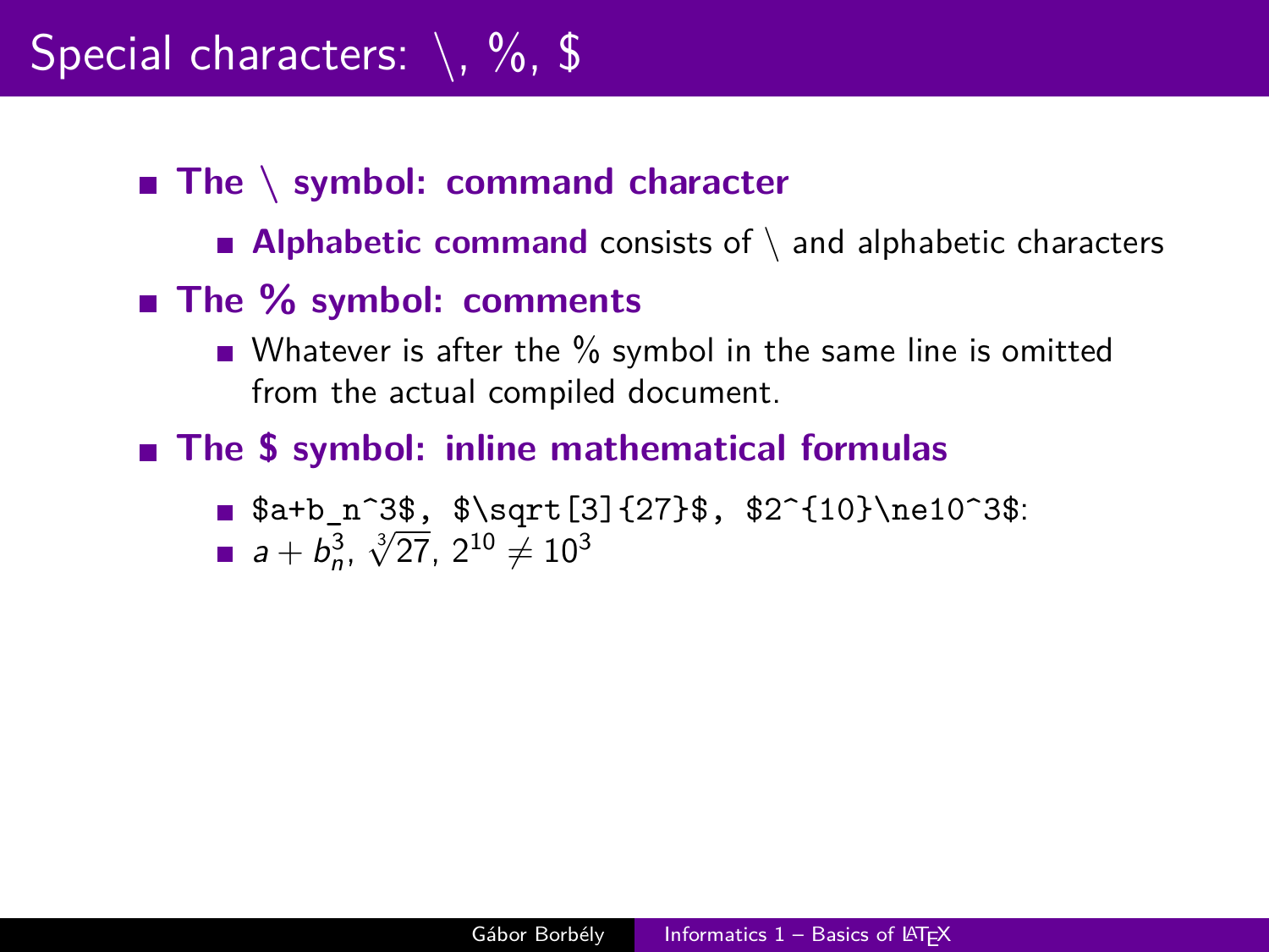# Special characters: \, %, $

- **The \ symbol: command character**
  - **Alphabetic command** consists of \ and alphabetic characters
- **The % symbol: comments**
  - Whatever is after the % symbol in the same line is omitted from the actual compiled document.
- **The $ symbol: inline mathematical formulas**
  - `$a+b_n^3$, $\sqrt[3]{27}$, $2^{10}\ne10^3$`:
  - $a+b_n^3$, $\sqrt[3]{27}$, $2^{10}\ne10^3$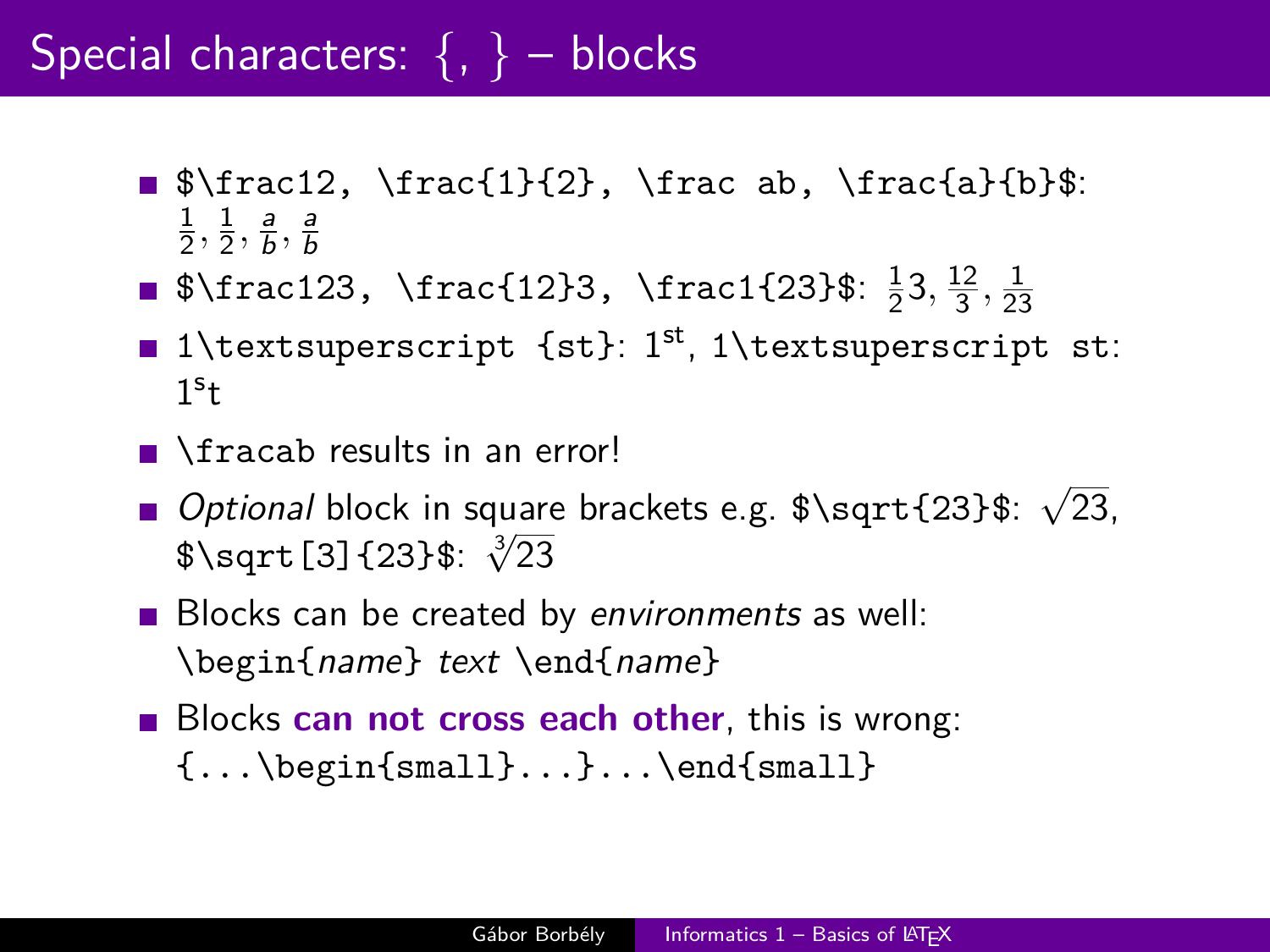# Special characters: {, } – blocks

- `$\frac12, \frac{1}{2}, \frac ab, \frac{a}{b}$`: $\frac12, \frac{1}{2}, \frac ab, \frac{a}{b}$
- `$\frac123, \frac{12}3, \frac1{23}$`: $\frac123, \frac{12}3, \frac1{23}$
- `1\textsuperscript {st}`: 1$^{\text{st}}$, `1\textsuperscript st`: 1$^{\text{s}}$t
- `\fracab` results in an error!
- *Optional* block in square brackets e.g. `$\sqrt{23}$`: $\sqrt{23}$, `$\sqrt[3]{23}$`: $\sqrt[3]{23}$
- Blocks can be created by *environments* as well: `\begin{`*name*`}` *text* `\end{`*name*`}`
- Blocks **can not cross each other**, this is wrong: `{...\begin{small}...}...\end{small}`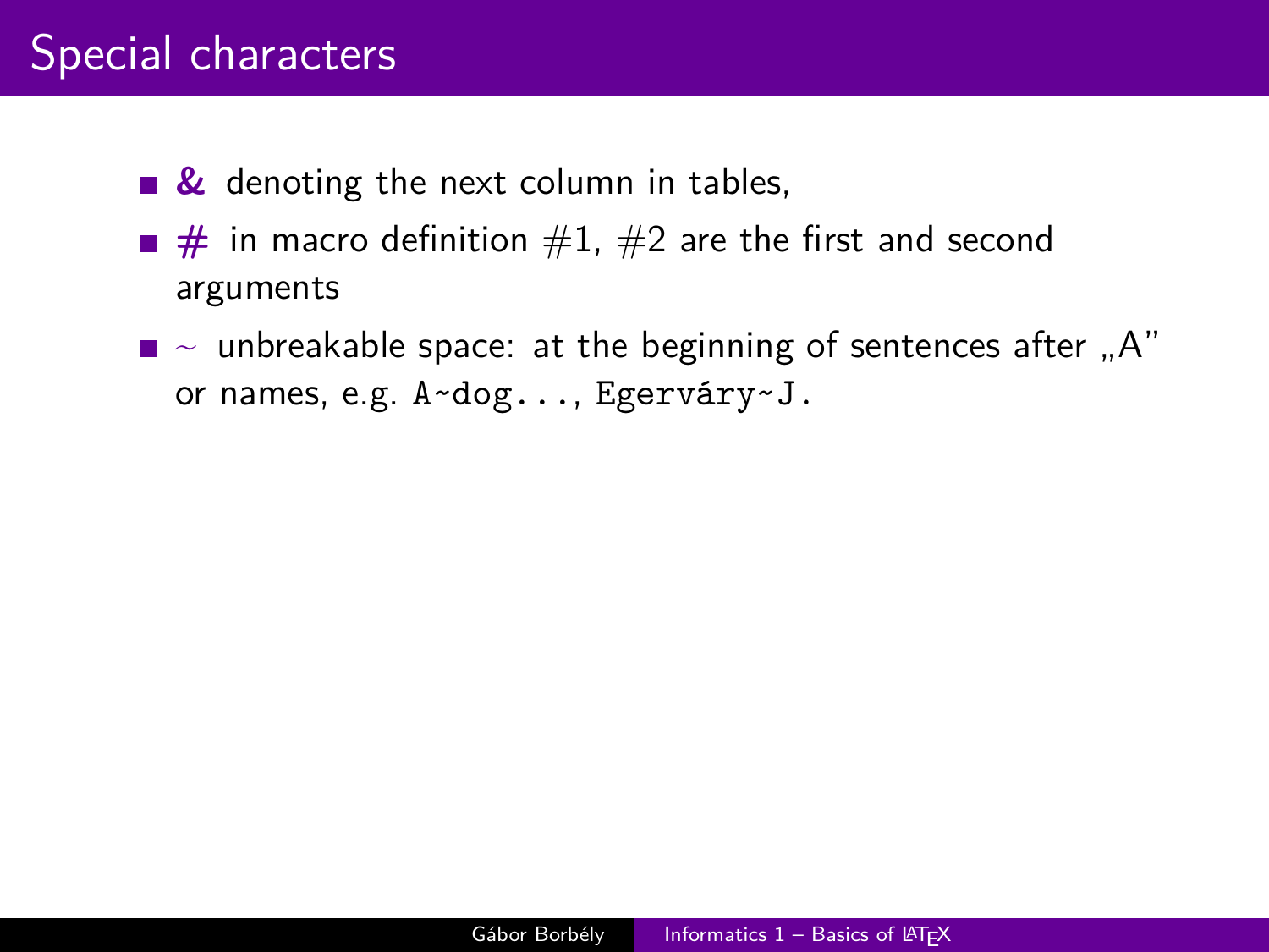# Special characters

- **&** denoting the next column in tables,
- **#** in macro definition #1, #2 are the first and second arguments
- ~ unbreakable space: at the beginning of sentences after „A" or names, e.g. `A~dog...`, `Egerváry~J.`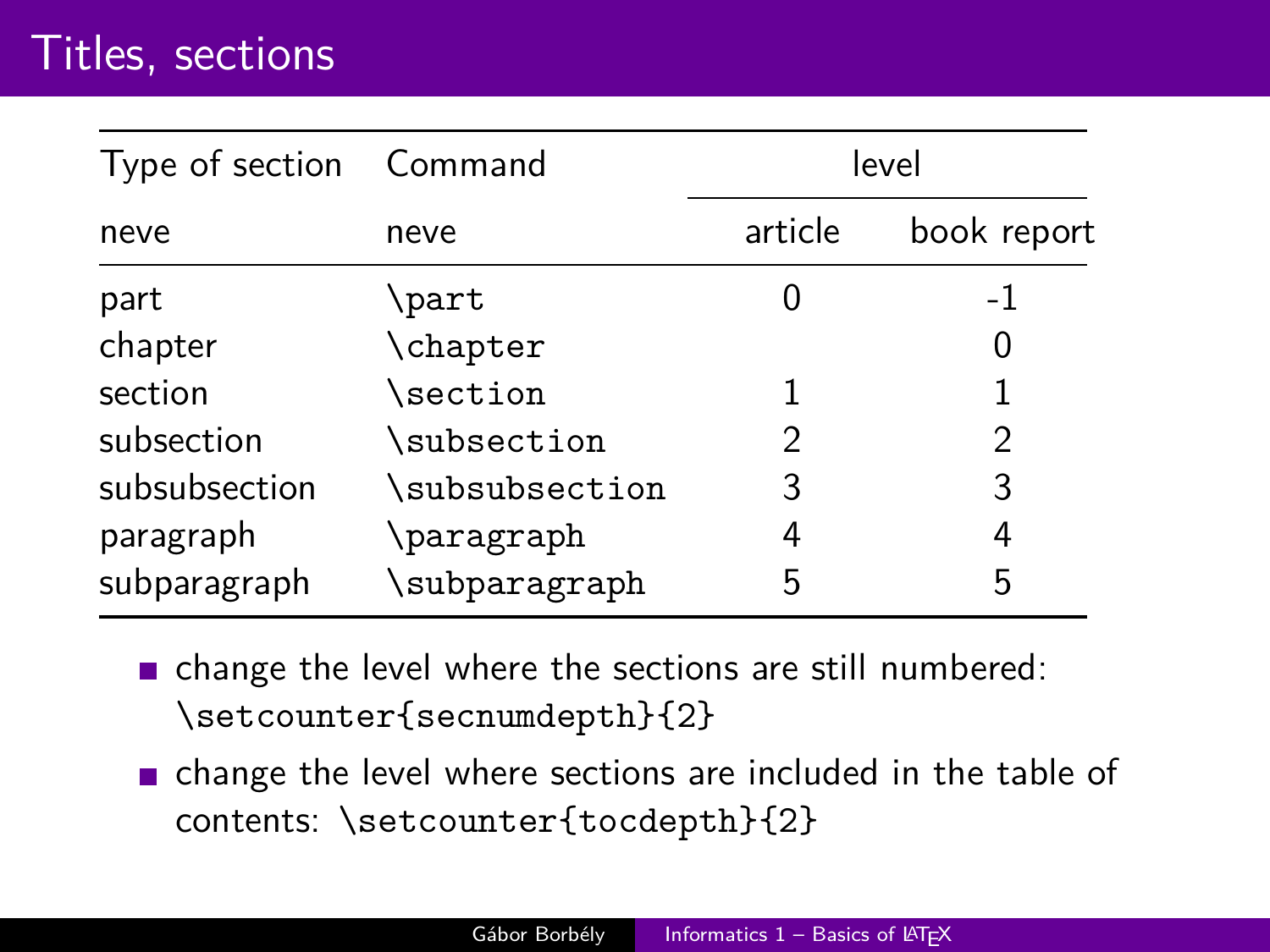# Titles, sections

| Type of section | Command | level | |
|---|---|---|---|
| neve | neve | article | book report |
| part | \part | 0 | -1 |
| chapter | \chapter | | 0 |
| section | \section | 1 | 1 |
| subsection | \subsection | 2 | 2 |
| subsubsection | \subsubsection | 3 | 3 |
| paragraph | \paragraph | 4 | 4 |
| subparagraph | \subparagraph | 5 | 5 |

- change the level where the sections are still numbered: `\setcounter{secnumdepth}{2}`
- change the level where sections are included in the table of contents: `\setcounter{tocdepth}{2}`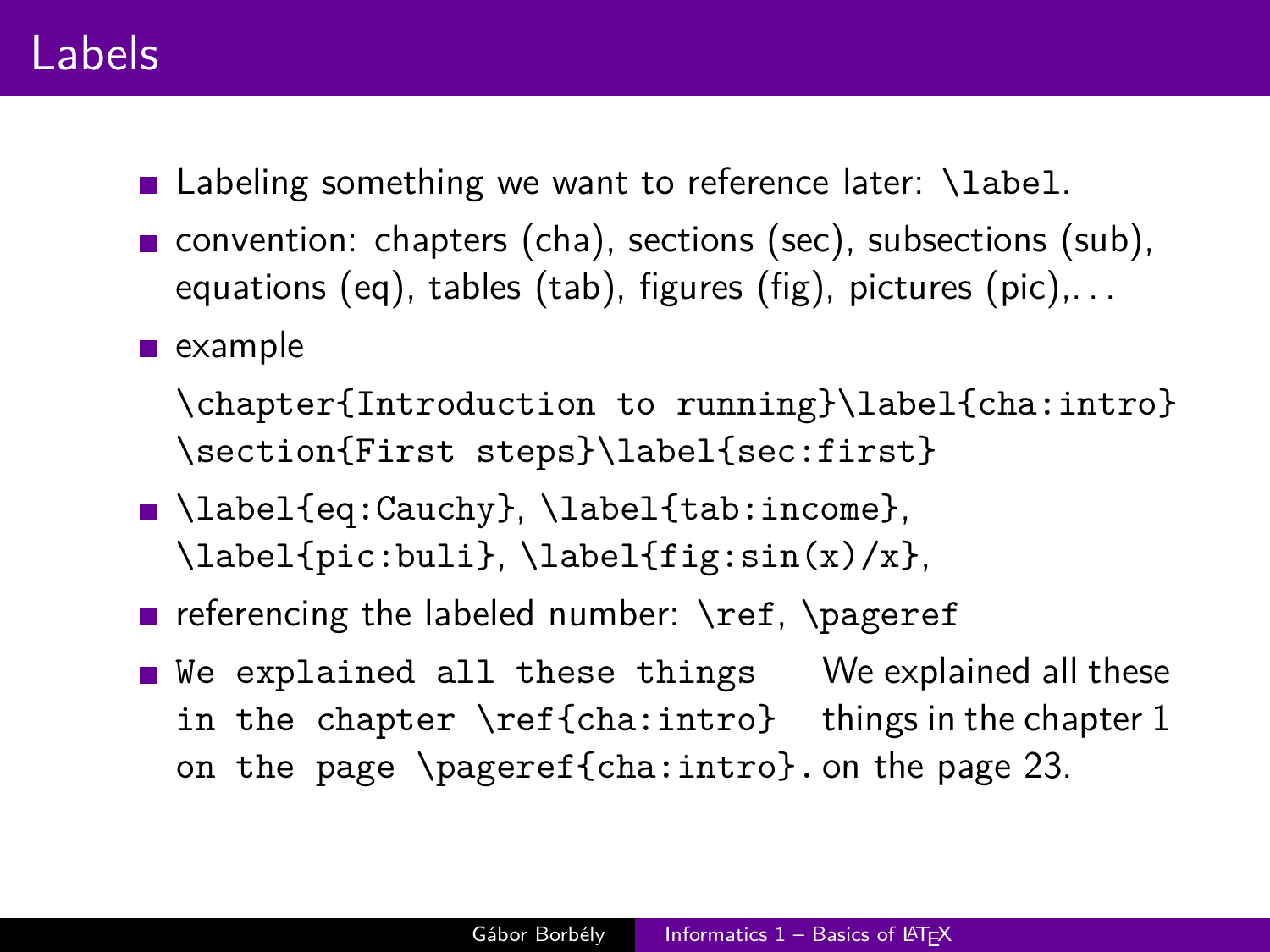# Labels

- Labeling something we want to reference later: `\label`.
- convention: chapters (cha), sections (sec), subsections (sub), equations (eq), tables (tab), figures (fig), pictures (pic),. . .
- example

```
\chapter{Introduction to running}\label{cha:intro}
\section{First steps}\label{sec:first}
```

- `\label{eq:Cauchy}`, `\label{tab:income}`, `\label{pic:buli}`, `\label{fig:sin(x)/x}`,
- referencing the labeled number: `\ref`, `\pageref`
- 

```
We explained all these things
in the chapter \ref{cha:intro}
on the page \pageref{cha:intro}.
```

We explained all these things in the chapter 1 on the page 23.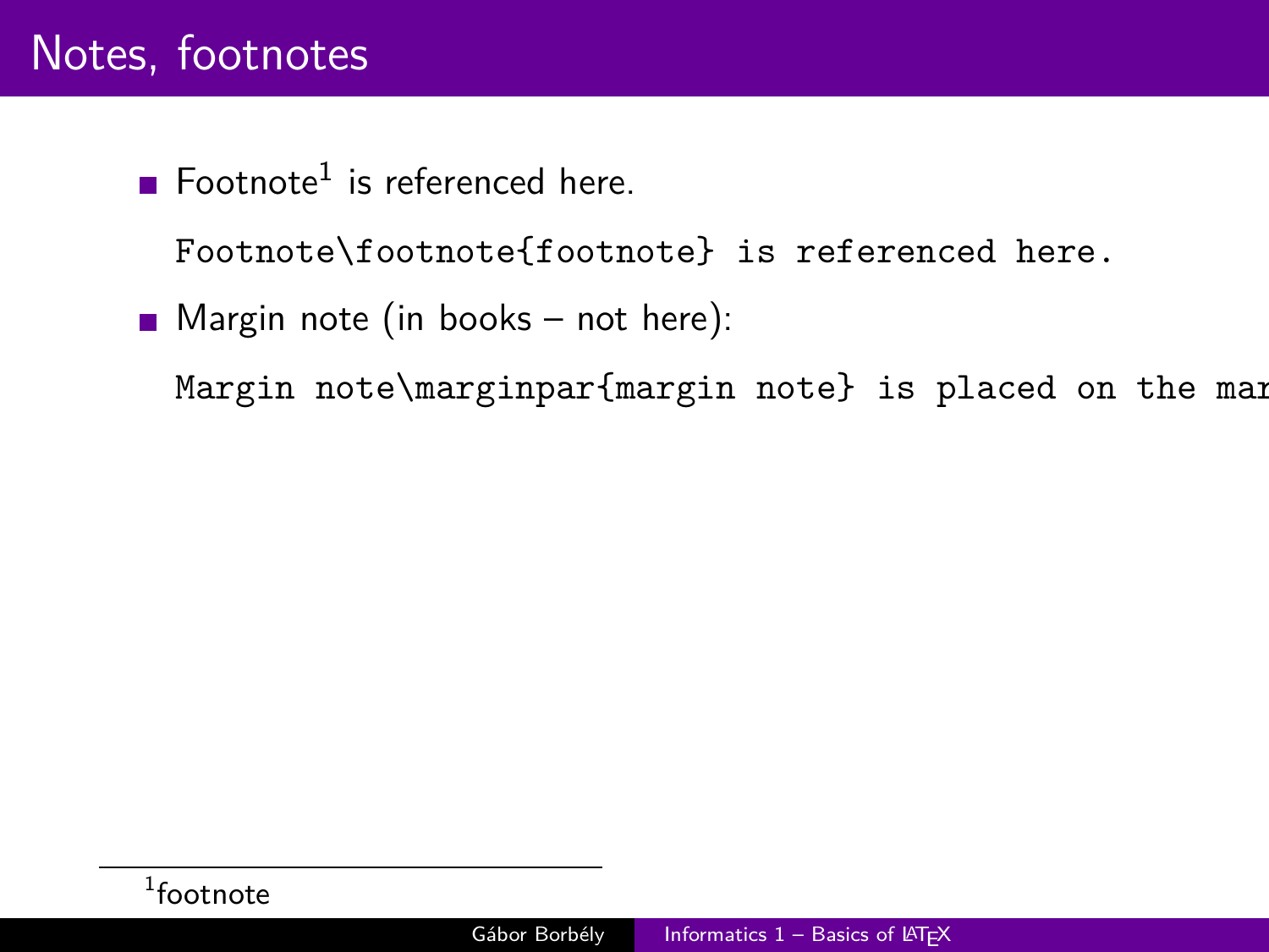# Notes, footnotes

- Footnote[1] is referenced here.

  ```
  Footnote\footnote{footnote} is referenced here.
  ```

- Margin note (in books – not here):

  ```
  Margin note\marginpar{margin note} is placed on the mar
  ```

[1] footnote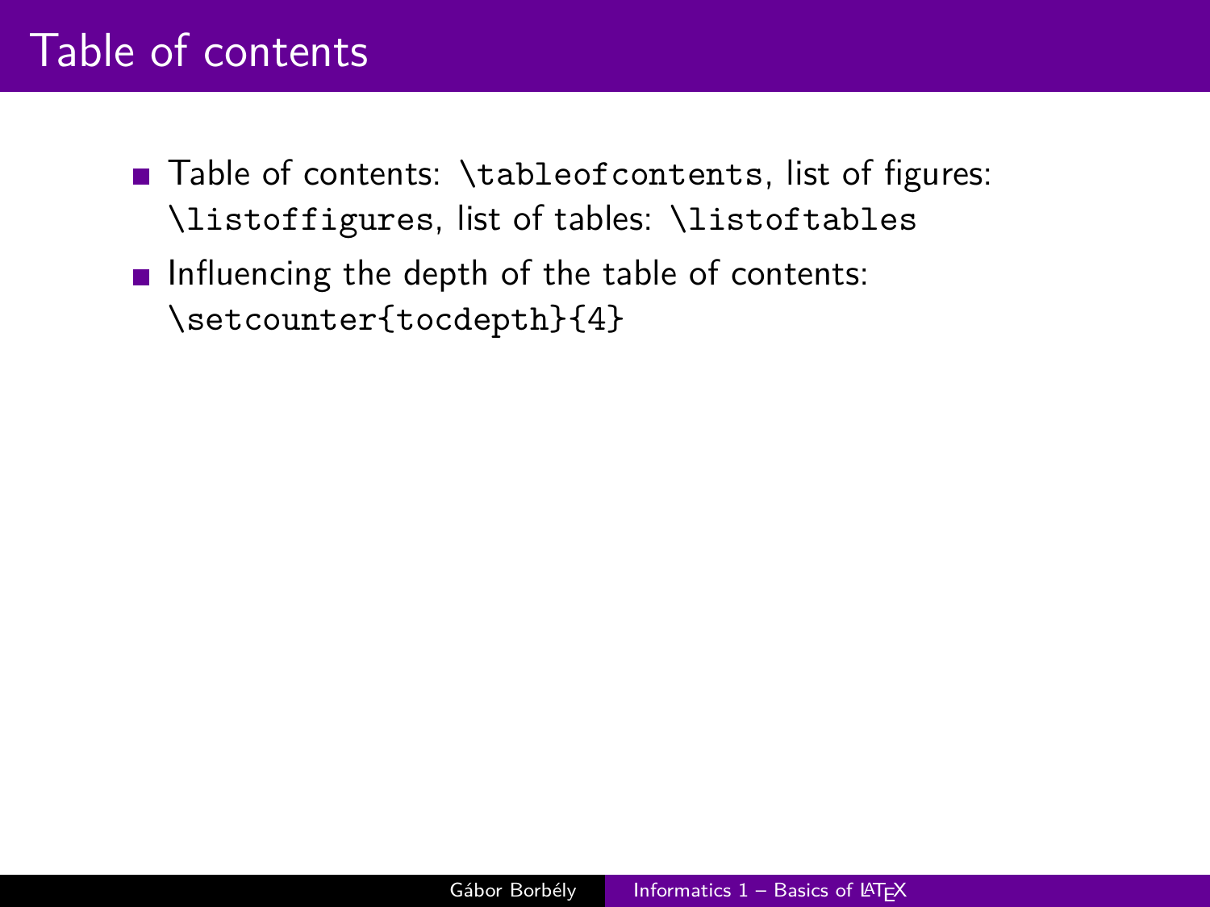# Table of contents

- Table of contents: `\tableofcontents`, list of figures: `\listoffigures`, list of tables: `\listoftables`
- Influencing the depth of the table of contents: `\setcounter{tocdepth}{4}`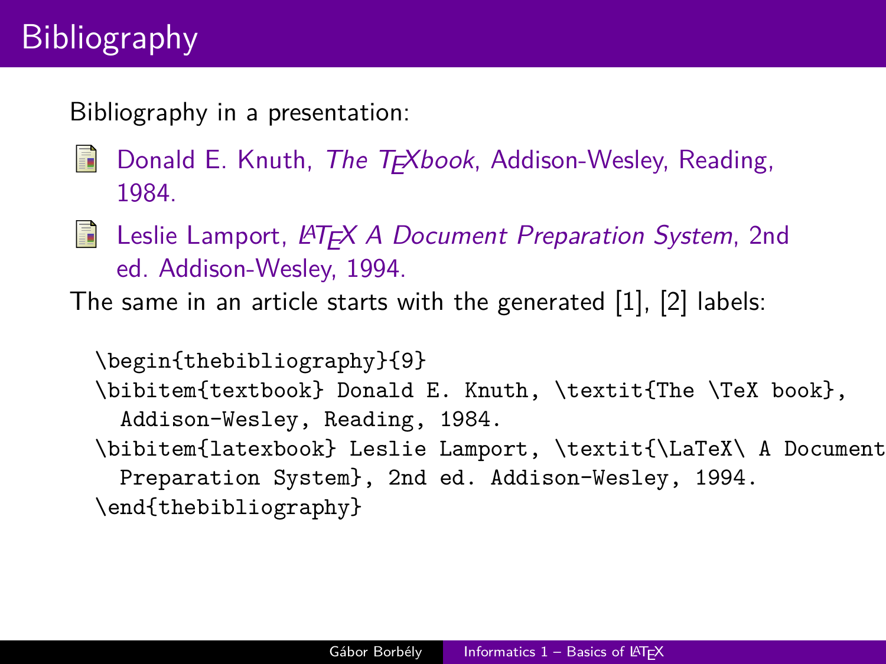# Bibliography

Bibliography in a presentation:

- Donald E. Knuth, *The TEXbook*, Addison-Wesley, Reading, 1984.
- Leslie Lamport, *LATEX A Document Preparation System*, 2nd ed. Addison-Wesley, 1994.

The same in an article starts with the generated [1], [2] labels:

```
\begin{thebibliography}{9}
\bibitem{textbook} Donald E. Knuth, \textit{The \TeX book},
  Addison-Wesley, Reading, 1984.
\bibitem{latexbook} Leslie Lamport, \textit{\LaTeX\ A Document
  Preparation System}, 2nd ed. Addison-Wesley, 1994.
\end{thebibliography}
```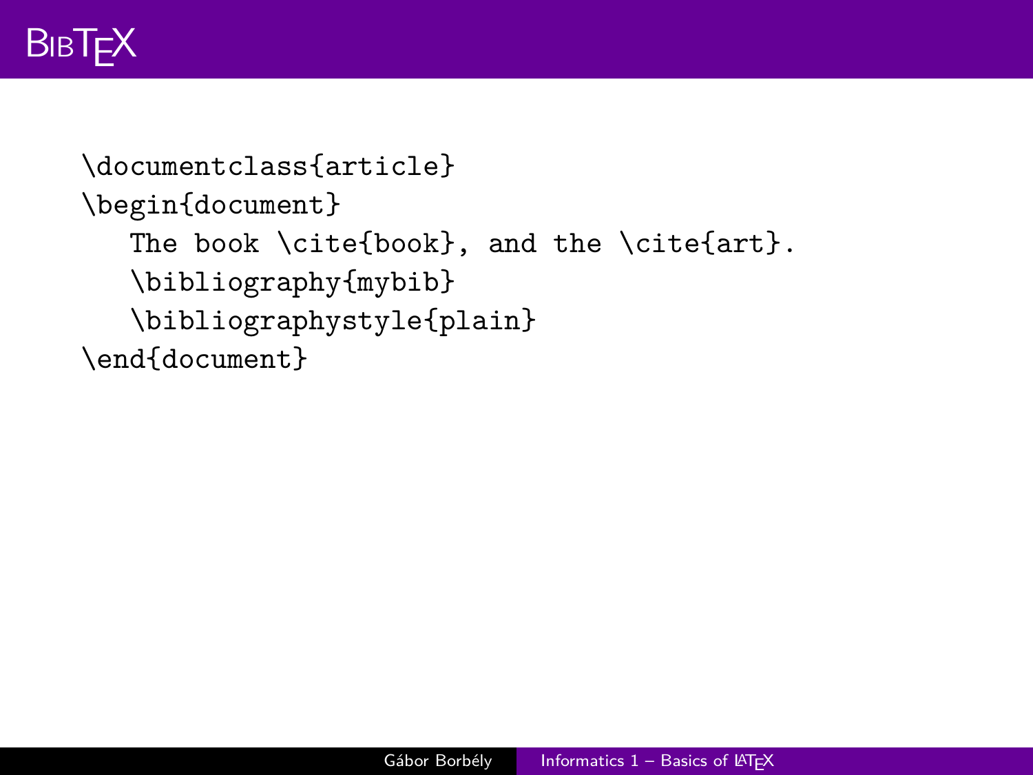# BibTeX

```
\documentclass{article}
\begin{document}
   The book \cite{book}, and the \cite{art}.
   \bibliography{mybib}
   \bibliographystyle{plain}
\end{document}
```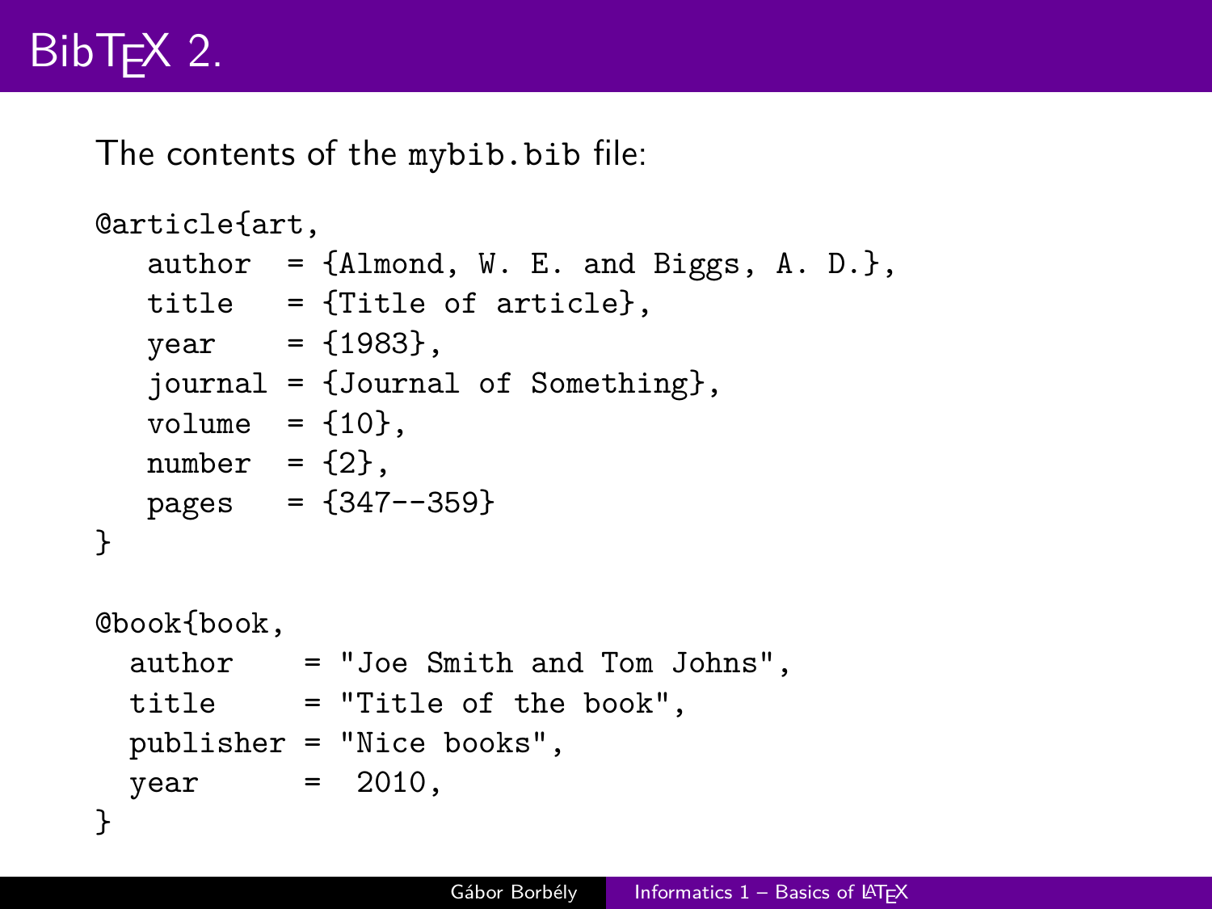# BibTEX 2.

The contents of the `mybib.bib` file:

```
@article{art,
   author  = {Almond, W. E. and Biggs, A. D.},
   title   = {Title of article},
   year    = {1983},
   journal = {Journal of Something},
   volume  = {10},
   number  = {2},
   pages   = {347--359}
}

@book{book,
  author    = "Joe Smith and Tom Johns",
  title     = "Title of the book",
  publisher = "Nice books",
  year      =  2010,
}
```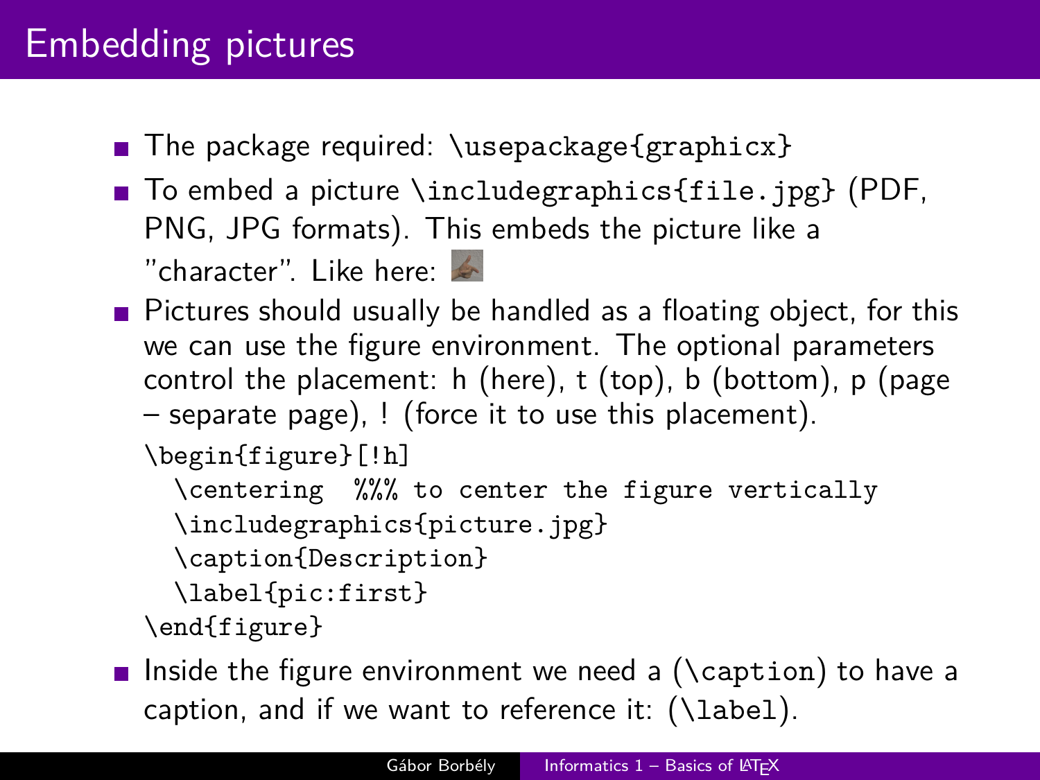# Embedding pictures

- The package required: `\usepackage{graphicx}`
- To embed a picture `\includegraphics{file.jpg}` (PDF, PNG, JPG formats). This embeds the picture like a "character". Like here:
- Pictures should usually be handled as a floating object, for this we can use the figure environment. The optional parameters control the placement: h (here), t (top), b (bottom), p (page – separate page), ! (force it to use this placement).

```
\begin{figure}[!h]
  \centering  %%% to center the figure vertically
  \includegraphics{picture.jpg}
  \caption{Description}
  \label{pic:first}
\end{figure}
```

- Inside the figure environment we need a (`\caption`) to have a caption, and if we want to reference it: (`\label`).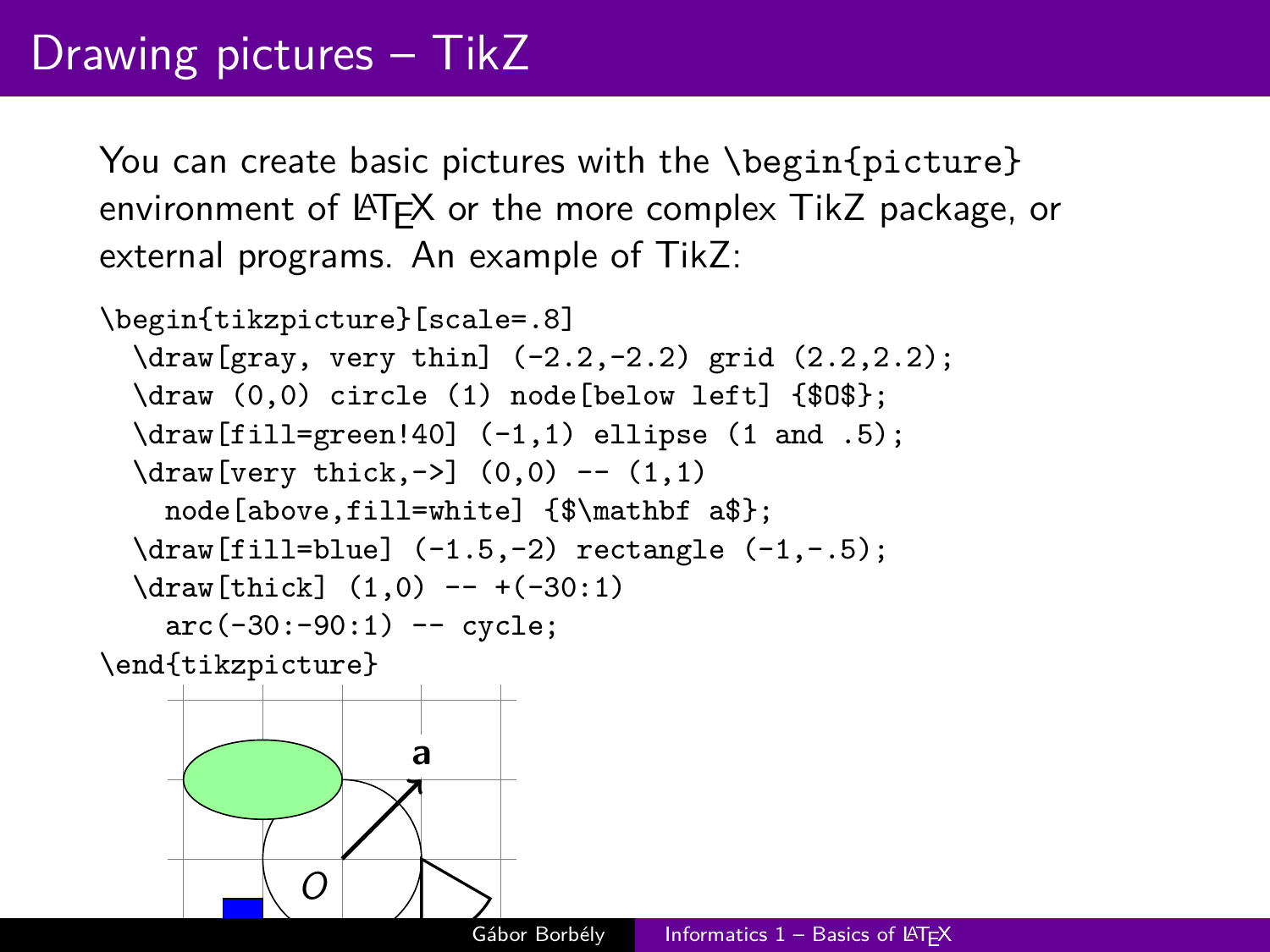# Drawing pictures – TikZ

You can create basic pictures with the `\begin{picture}` environment of LaTeX or the more complex TikZ package, or external programs. An example of TikZ:

```
\begin{tikzpicture}[scale=.8]
  \draw[gray, very thin] (-2.2,-2.2) grid (2.2,2.2);
  \draw (0,0) circle (1) node[below left] {$O$};
  \draw[fill=green!40] (-1,1) ellipse (1 and .5);
  \draw[very thick,->] (0,0) -- (1,1)
    node[above,fill=white] {$\mathbf a$};
  \draw[fill=blue] (-1.5,-2) rectangle (-1,-.5);
  \draw[thick] (1,0) -- +(-30:1)
    arc(-30:-90:1) -- cycle;
\end{tikzpicture}
```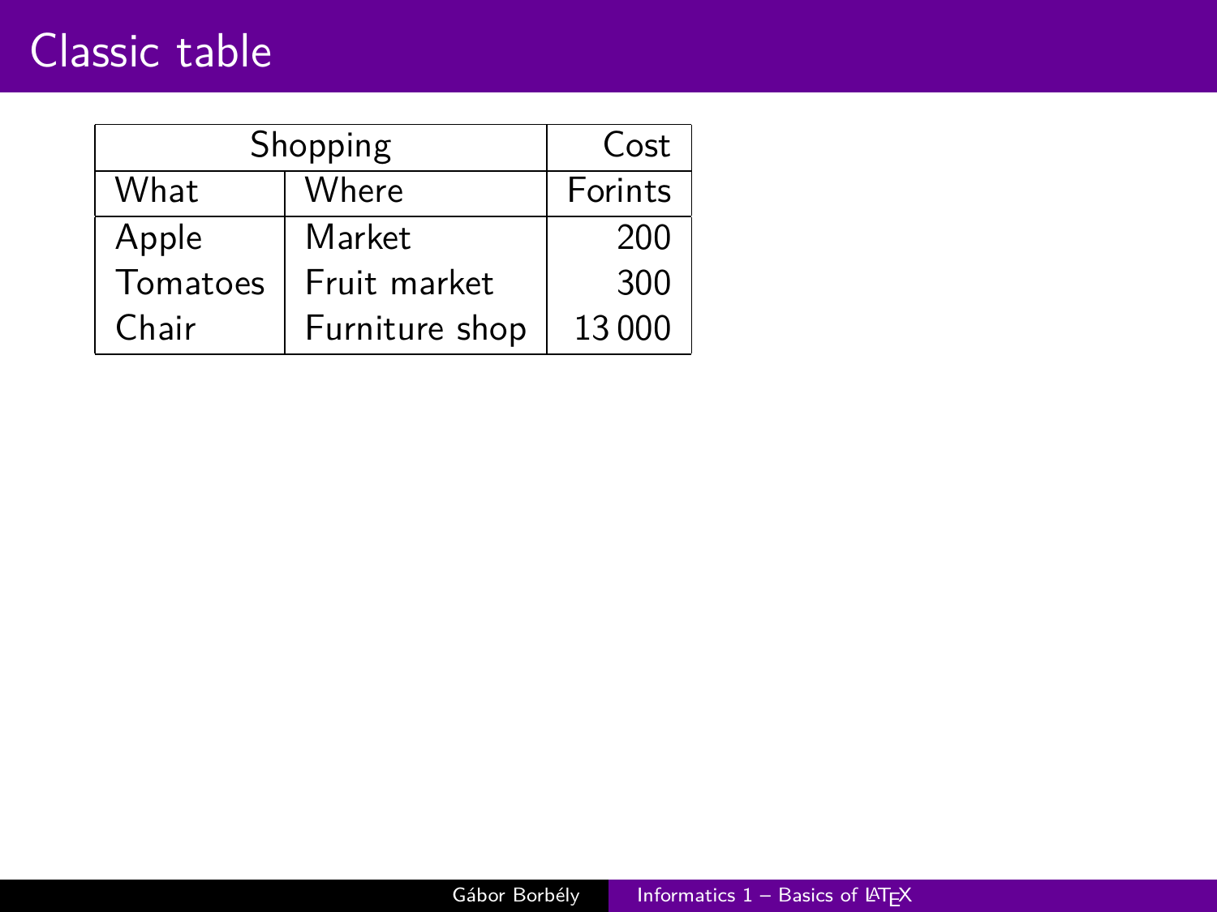# Classic table

| Shopping | | Cost |
|---|---|---|
| What | Where | Forints |
| Apple | Market | 200 |
| Tomatoes | Fruit market | 300 |
| Chair | Furniture shop | 13 000 |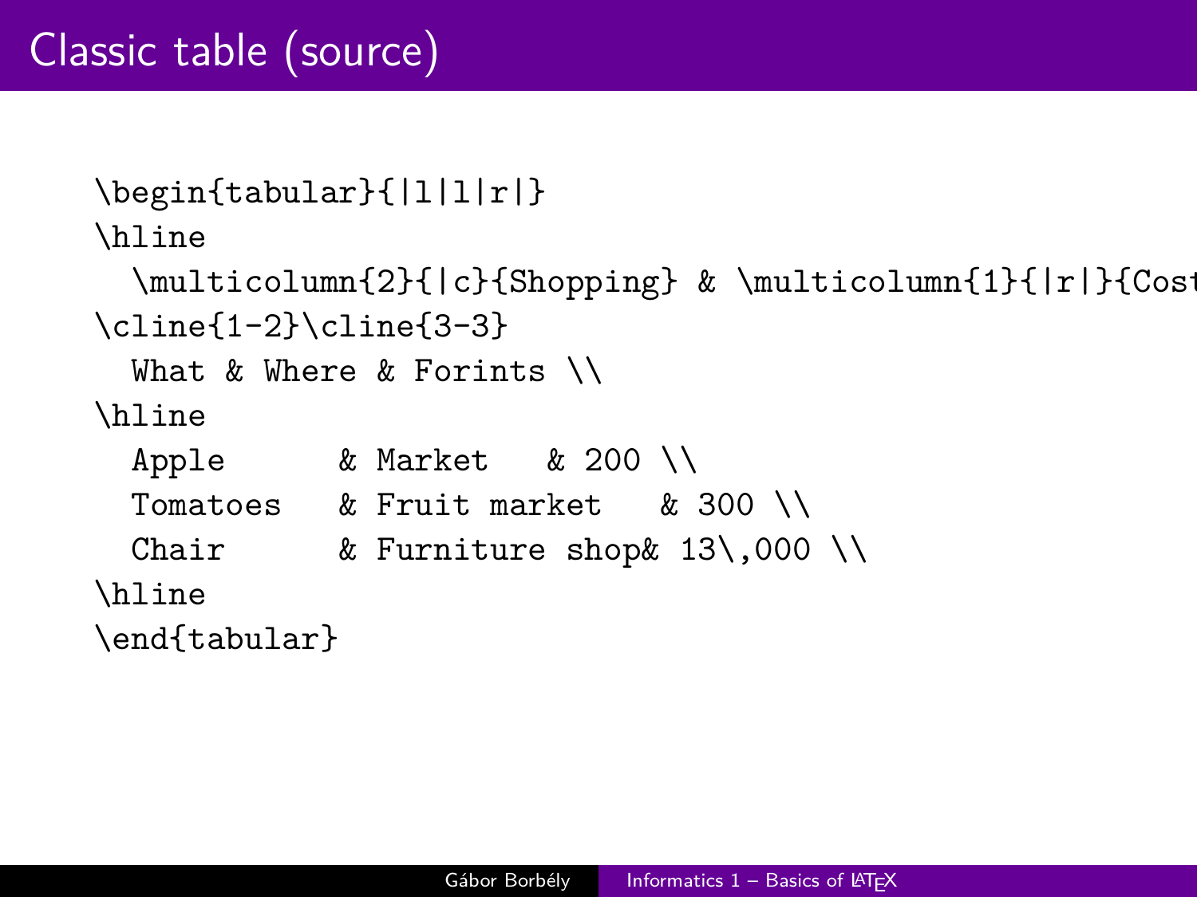# Classic table (source)

```
\begin{tabular}{|l|l|r|}
\hline
  \multicolumn{2}{|c}{Shopping} & \multicolumn{1}{|r|}{Cost
\cline{1-2}\cline{3-3}
  What & Where & Forints \\
\hline
  Apple      & Market   & 200 \\
  Tomatoes   & Fruit market   & 300 \\
  Chair      & Furniture shop& 13\,000 \\
\hline
\end{tabular}
```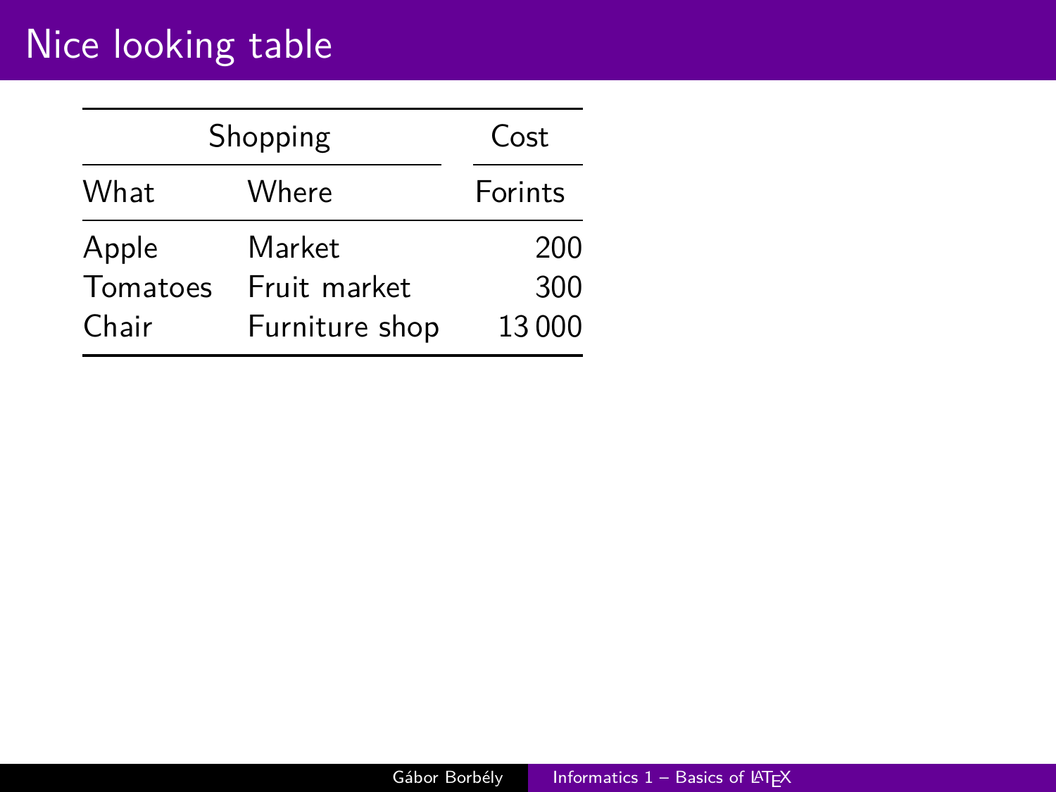# Nice looking table

| Shopping | | Cost |
|---|---|---|
| What | Where | Forints |
| Apple | Market | 200 |
| Tomatoes | Fruit market | 300 |
| Chair | Furniture shop | 13 000 |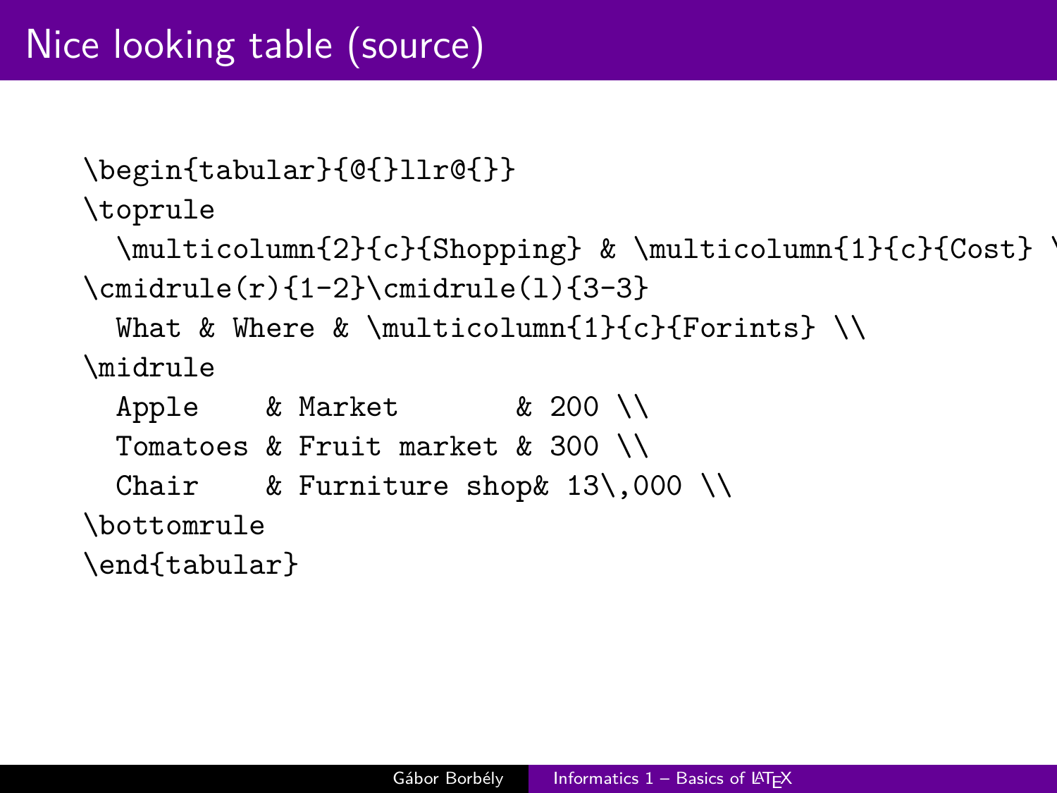# Nice looking table (source)

```
\begin{tabular}{@{}llr@{}}
\toprule
  \multicolumn{2}{c}{Shopping} & \multicolumn{1}{c}{Cost} \
\cmidrule(r){1-2}\cmidrule(l){3-3}
  What & Where & \multicolumn{1}{c}{Forints} \\
\midrule
  Apple    & Market       & 200 \\
  Tomatoes & Fruit market & 300 \\
  Chair    & Furniture shop& 13\,000 \\
\bottomrule
\end{tabular}
```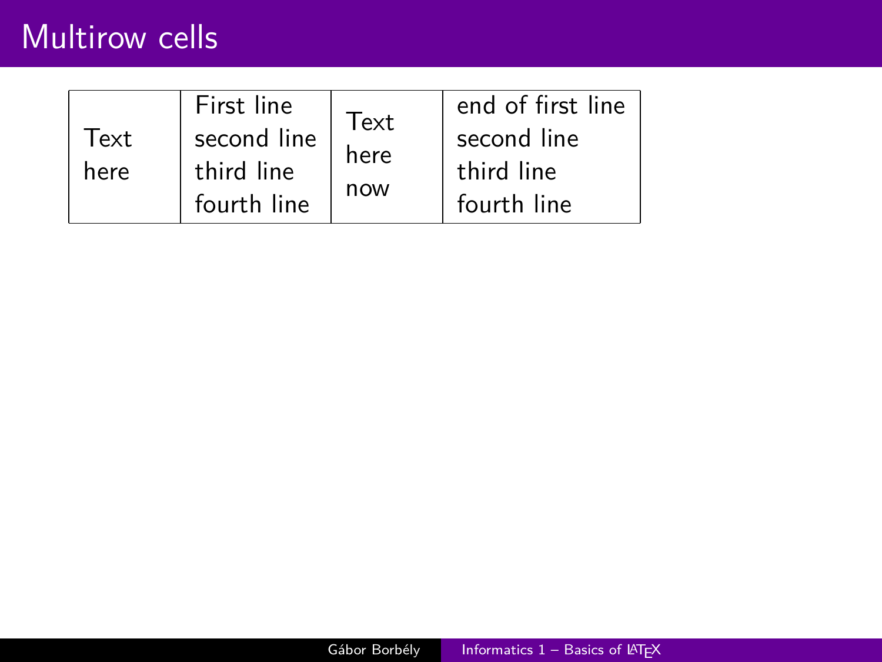# Multirow cells

| Text here | First line second line third line fourth line | Text here now | end of first line second line third line fourth line |
|---|---|---|---|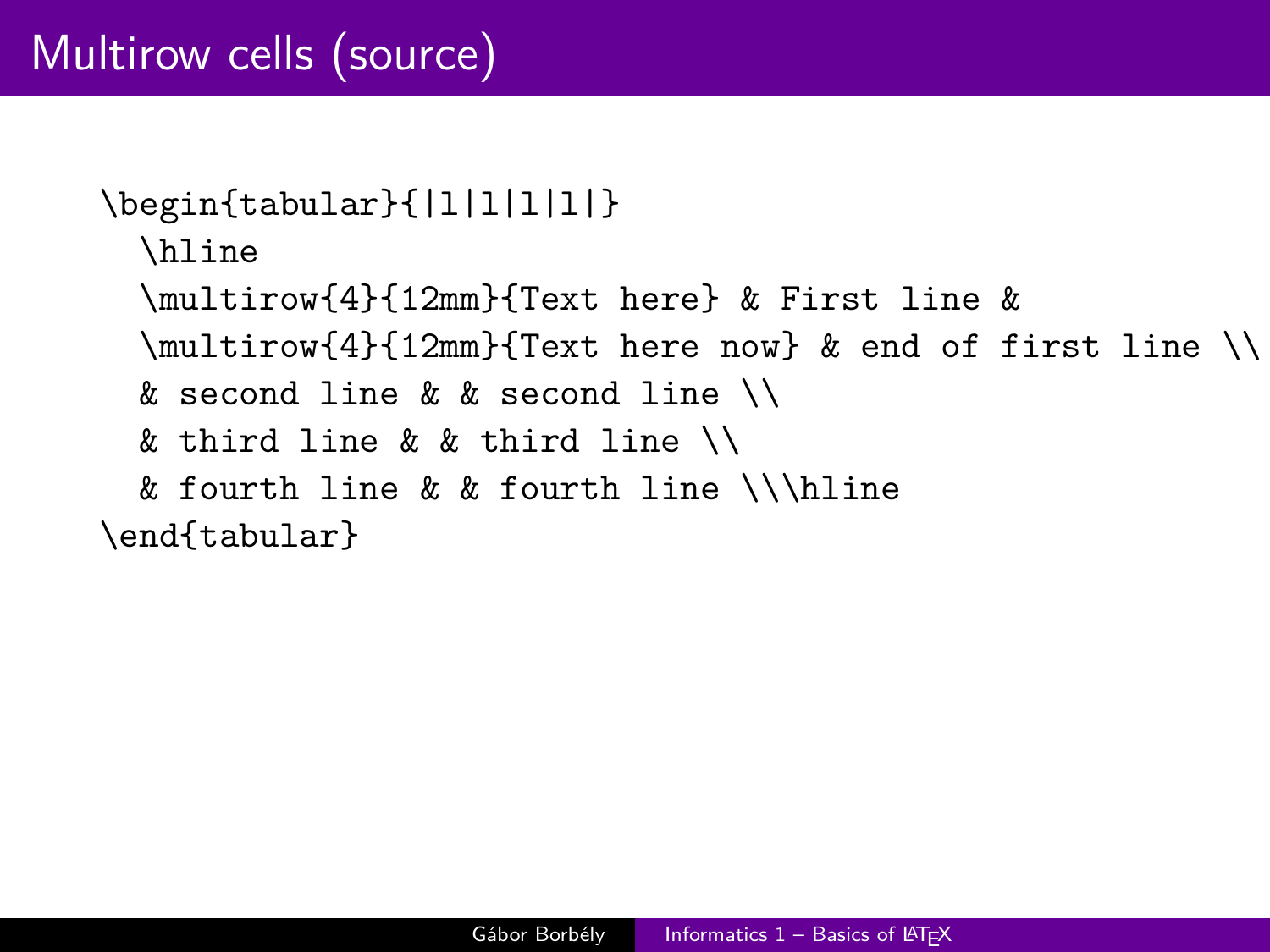# Multirow cells (source)

```
\begin{tabular}{|l|l|l|l|}
  \hline
  \multirow{4}{12mm}{Text here} & First line &
  \multirow{4}{12mm}{Text here now} & end of first line \\
  & second line & & second line \\
  & third line & & third line \\
  & fourth line & & fourth line \\\hline
\end{tabular}
```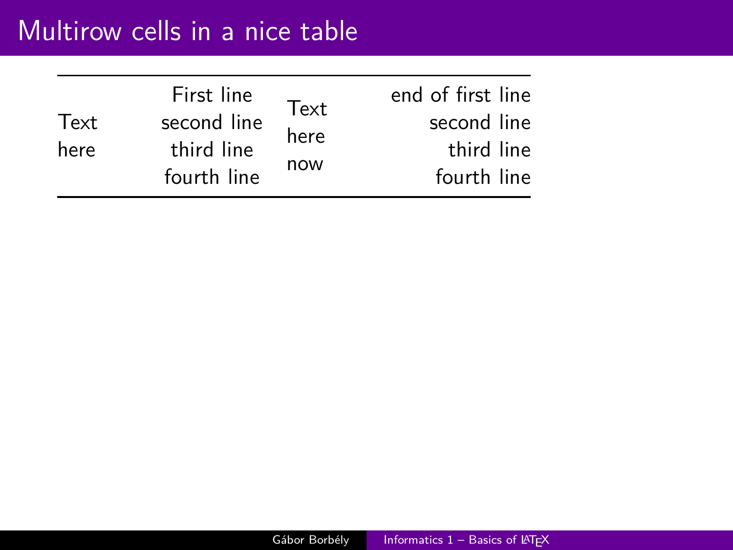# Multirow cells in a nice table

| | | | |
|---|---|---|---|
| Text here | First line second line third line fourth line | Text here now | end of first line second line third line fourth line |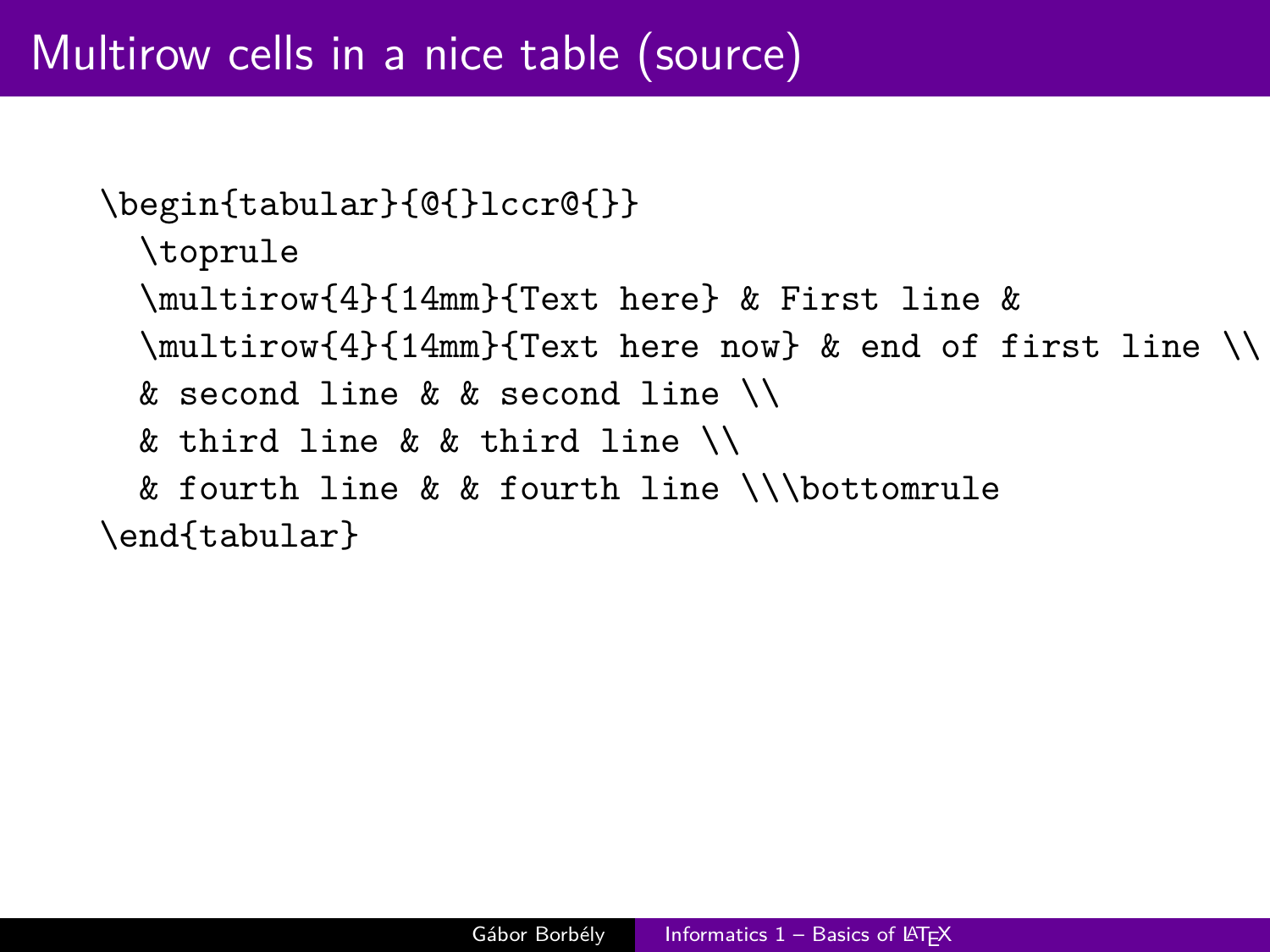# Multirow cells in a nice table (source)

```
\begin{tabular}{@{}lccr@{}}
  \toprule
  \multirow{4}{14mm}{Text here} & First line &
  \multirow{4}{14mm}{Text here now} & end of first line \\
  & second line & & second line \\
  & third line & & third line \\
  & fourth line & & fourth line \\\bottomrule
\end{tabular}
```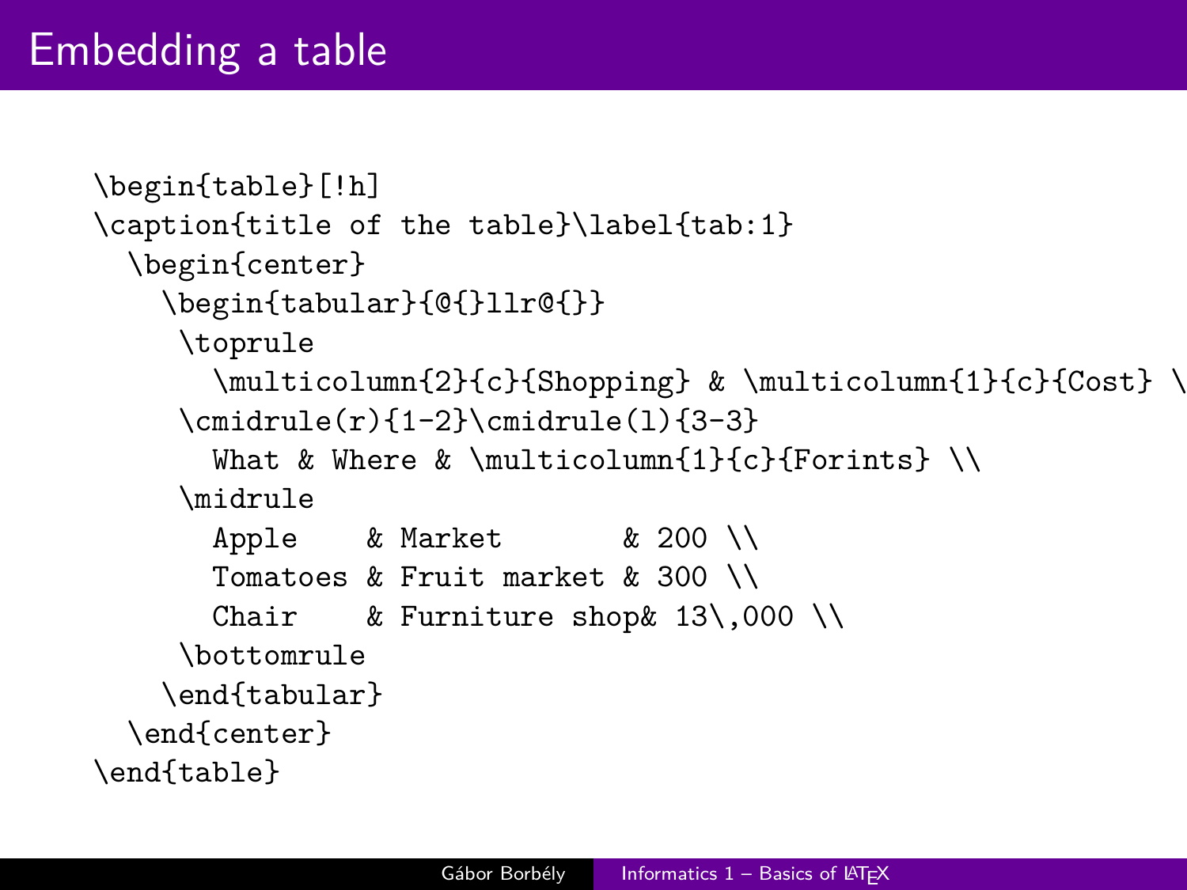# Embedding a table

```
\begin{table}[!h]
\caption{title of the table}\label{tab:1}
  \begin{center}
    \begin{tabular}{@{}llr@{}}
     \toprule
       \multicolumn{2}{c}{Shopping} & \multicolumn{1}{c}{Cost} \
     \cmidrule(r){1-2}\cmidrule(l){3-3}
       What & Where & \multicolumn{1}{c}{Forints} \\
     \midrule
       Apple    & Market       & 200 \\
       Tomatoes & Fruit market & 300 \\
       Chair    & Furniture shop& 13\,000 \\
     \bottomrule
    \end{tabular}
  \end{center}
\end{table}
```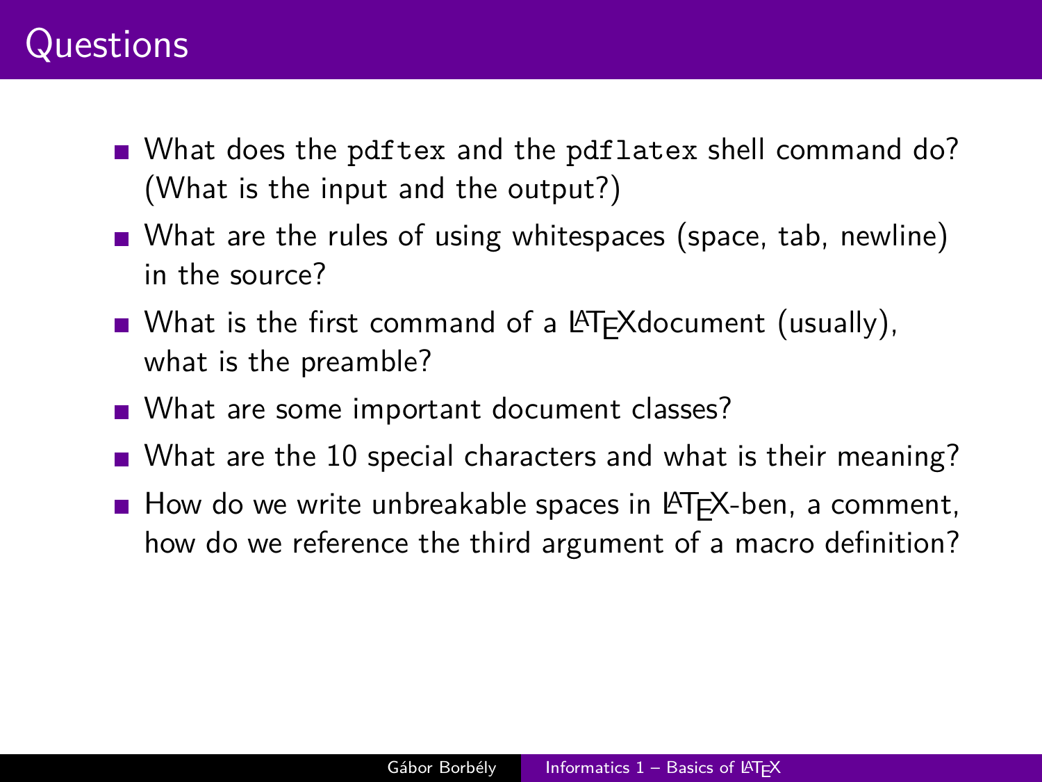# Questions

- What does the `pdftex` and the `pdflatex` shell command do? (What is the input and the output?)
- What are the rules of using whitespaces (space, tab, newline) in the source?
- What is the first command of a LaTeXdocument (usually), what is the preamble?
- What are some important document classes?
- What are the 10 special characters and what is their meaning?
- How do we write unbreakable spaces in LaTeX-ben, a comment, how do we reference the third argument of a macro definition?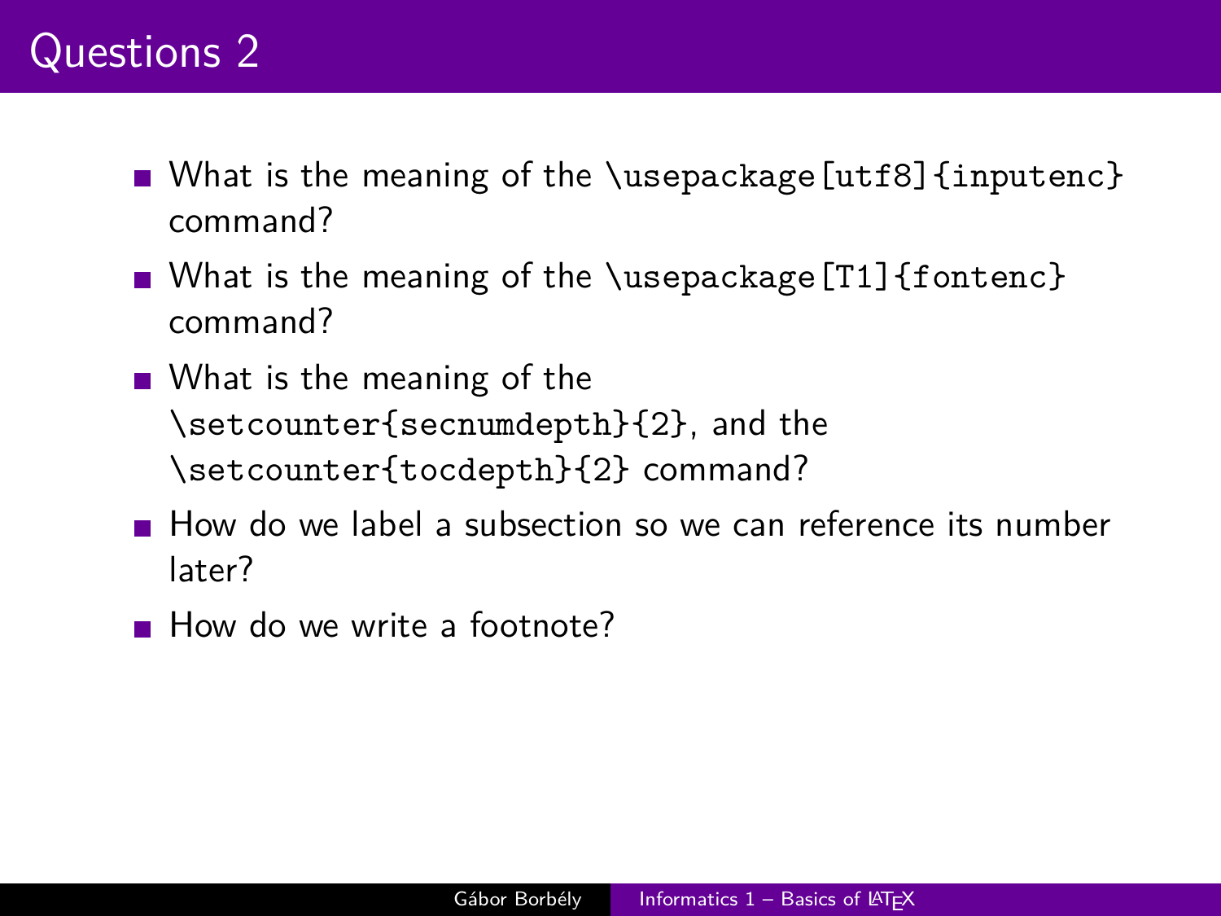# Questions 2

- What is the meaning of the `\usepackage[utf8]{inputenc}` command?
- What is the meaning of the `\usepackage[T1]{fontenc}` command?
- What is the meaning of the `\setcounter{secnumdepth}{2}`, and the `\setcounter{tocdepth}{2}` command?
- How do we label a subsection so we can reference its number later?
- How do we write a footnote?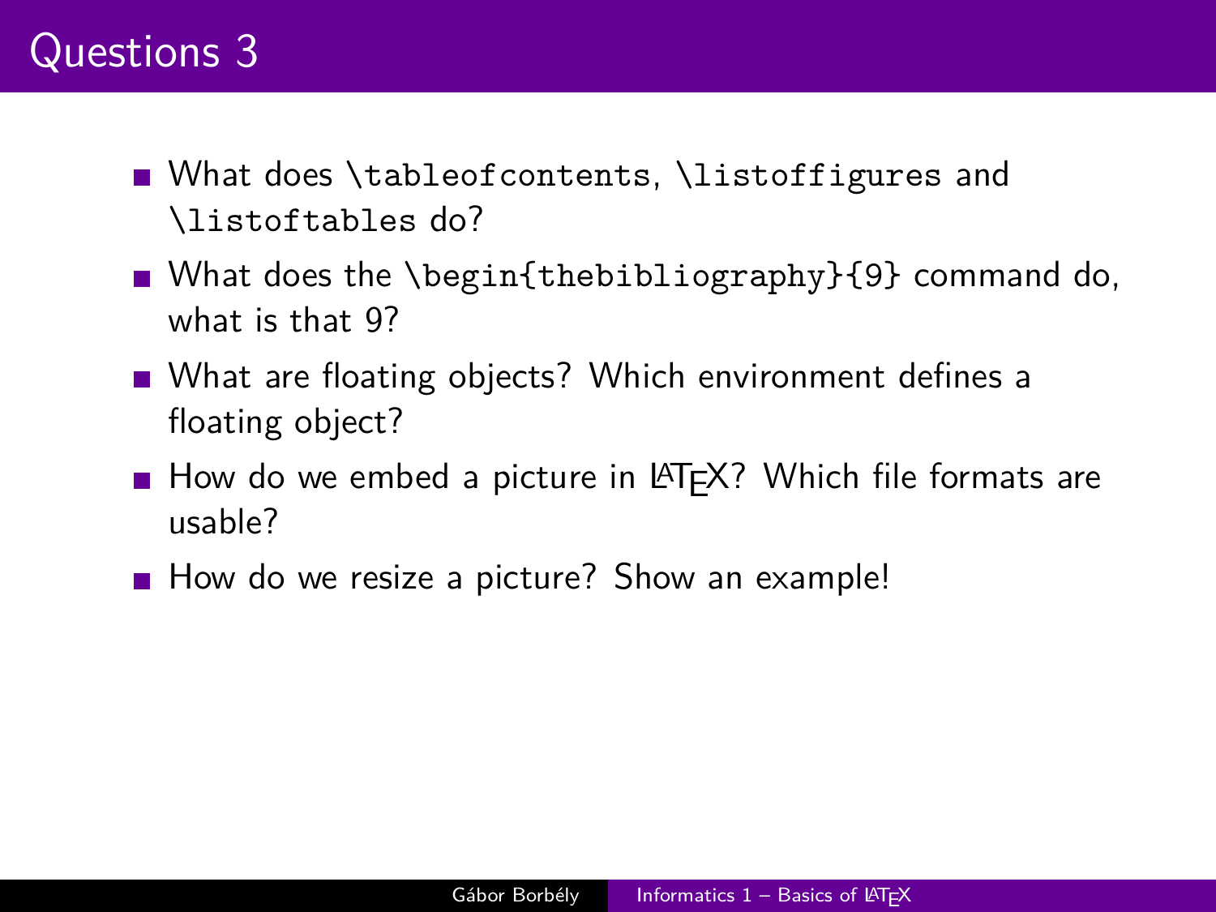# Questions 3

- What does `\tableofcontents`, `\listoffigures` and `\listoftables` do?
- What does the `\begin{thebibliography}{9}` command do, what is that 9?
- What are floating objects? Which environment defines a floating object?
- How do we embed a picture in LaTeX? Which file formats are usable?
- How do we resize a picture? Show an example!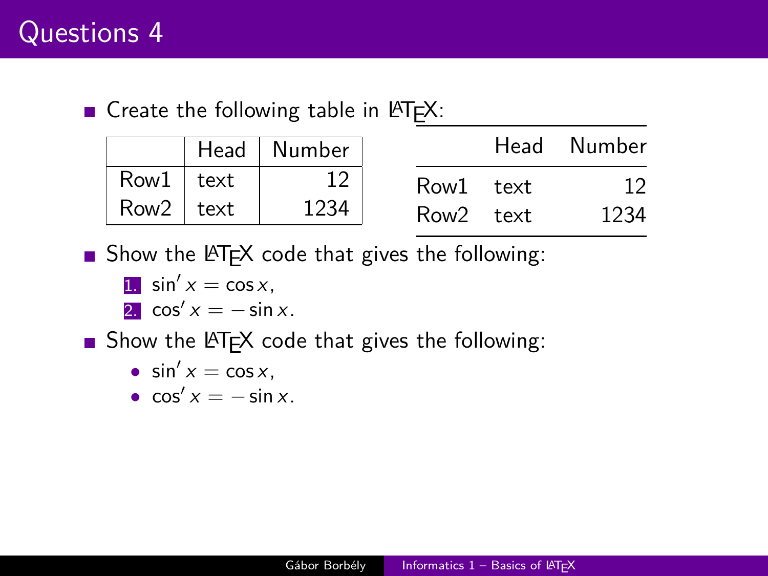# Questions 4

- Create the following table in LaTeX:

| | Head | Number |
|---|---|---|
| Row1 | text | 12 |
| Row2 | text | 1234 |

| | Head | Number |
|---|---|---|
| Row1 | text | 12 |
| Row2 | text | 1234 |

- Show the LaTeX code that gives the following:
  1. $\sin' x = \cos x$,
  2. $\cos' x = -\sin x$.
- Show the LaTeX code that gives the following:
  - $\sin' x = \cos x$,
  - $\cos' x = -\sin x$.